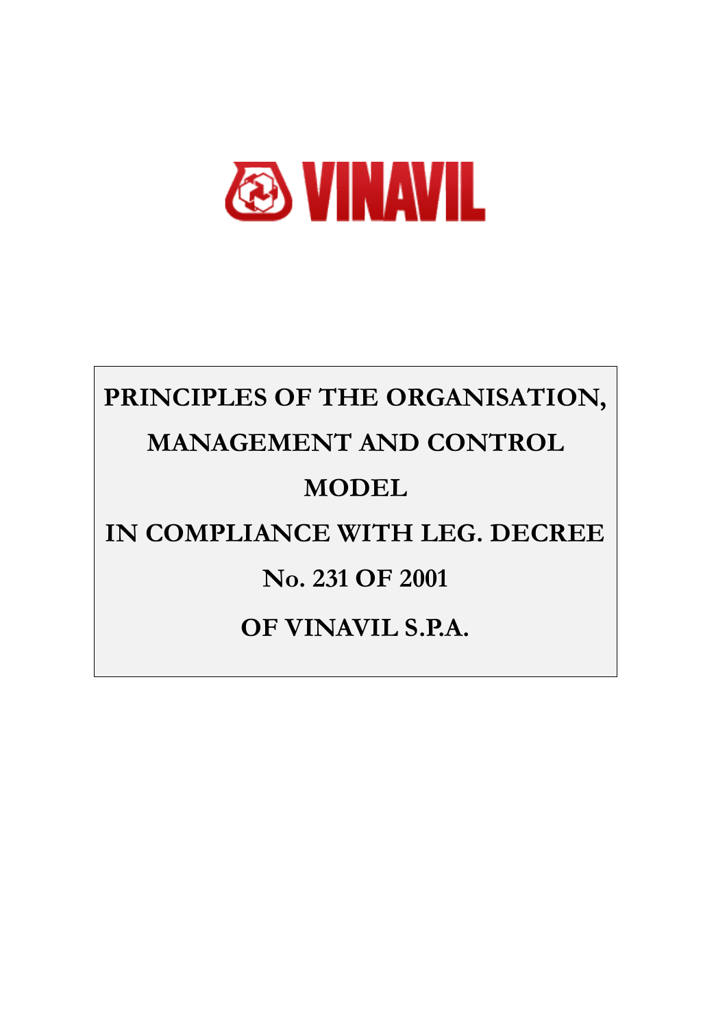VINAVIL

# PRINCIPLES OF THE ORGANISATION, MANAGEMENT AND CONTROL MODEL IN COMPLIANCE WITH LEG. DECREE No. 231 OF 2001 OF VINAVIL S.P.A.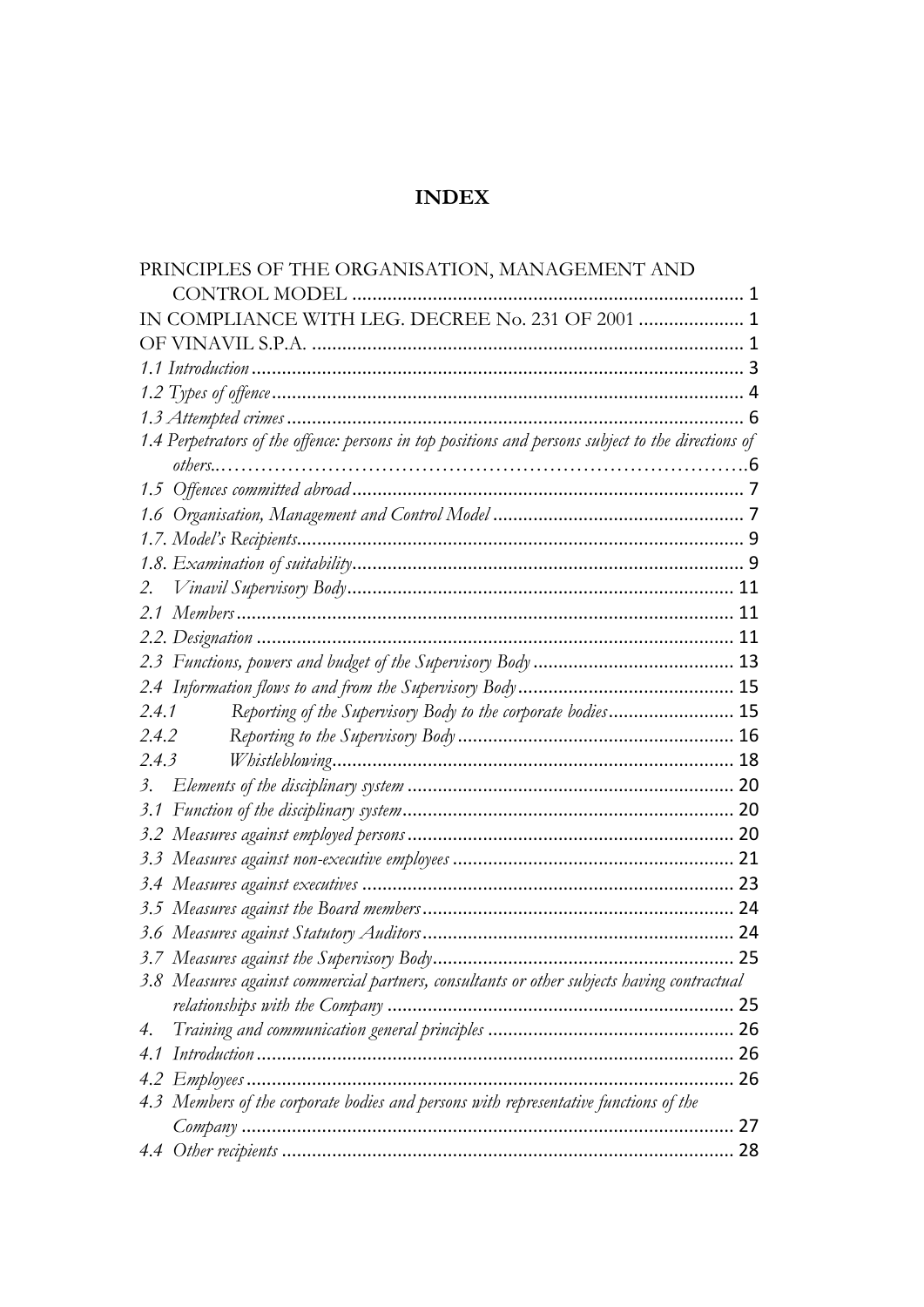# INDEX

PRINCIPLES OF THE ORGANISATION, MANAGEMENT AND CONTROL MODEL ............................................................................ 1
IN COMPLIANCE WITH LEG. DECREE No. 231 OF 2001 ..................... 1
OF VINAVIL S.P.A. ..................................................................................... 1
*1.1 Introduction* .................................................................................................. 3
*1.2 Types of offence* ............................................................................................ 4
*1.3 Attempted crimes* .......................................................................................... 6
*1.4 Perpetrators of the offence: persons in top positions and persons subject to the directions of others*.………………………………………………………………….6
*1.5 Offences committed abroad* ............................................................................. 7
*1.6 Organisation, Management and Control Model* .................................................. 7
*1.7. Model's Recipients* ........................................................................................ 9
*1.8. Examination of suitability* ............................................................................. 9
*2. Vinavil Supervisory Body* ............................................................................. 11
*2.1 Members* ..................................................................................................... 11
*2.2. Designation* ................................................................................................ 11
*2.3 Functions, powers and budget of the Supervisory Body* ........................................ 13
*2.4 Information flows to and from the Supervisory Body* ........................................... 15
*2.4.1 Reporting of the Supervisory Body to the corporate bodies* ......................... 15
*2.4.2 Reporting to the Supervisory Body* ....................................................... 16
*2.4.3 Whistleblowing* ................................................................................. 18
*3. Elements of the disciplinary system* ................................................................ 20
*3.1 Function of the disciplinary system* ................................................................. 20
*3.2 Measures against employed persons* ................................................................ 20
*3.3 Measures against non-executive employees* ....................................................... 21
*3.4 Measures against executives* .......................................................................... 23
*3.5 Measures against the Board members* ............................................................. 24
*3.6 Measures against Statutory Auditors* ............................................................... 24
*3.7 Measures against the Supervisory Body* ............................................................ 25
*3.8 Measures against commercial partners, consultants or other subjects having contractual relationships with the Company* .................................................................... 25
*4. Training and communication general principles* ................................................ 26
*4.1 Introduction* ................................................................................................. 26
*4.2 Employees* ................................................................................................... 26
*4.3 Members of the corporate bodies and persons with representative functions of the Company* ................................................................................................... 27
*4.4 Other recipients* ........................................................................................... 28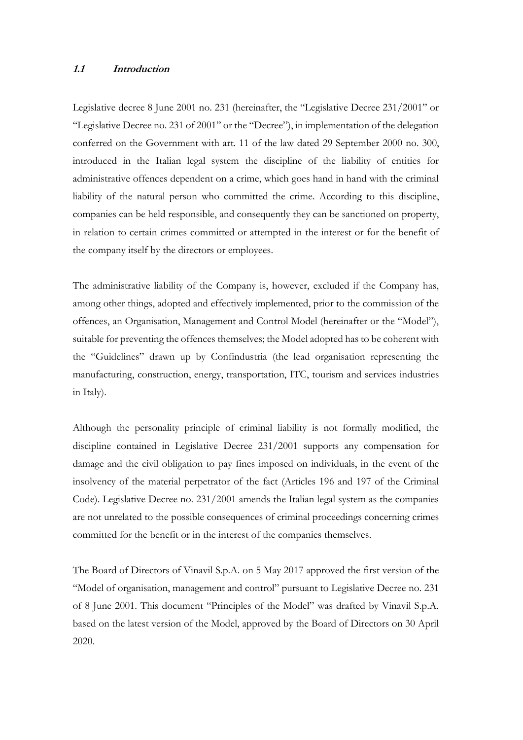### ***1.1 Introduction***

Legislative decree 8 June 2001 no. 231 (hereinafter, the "Legislative Decree 231/2001" or "Legislative Decree no. 231 of 2001" or the "Decree"), in implementation of the delegation conferred on the Government with art. 11 of the law dated 29 September 2000 no. 300, introduced in the Italian legal system the discipline of the liability of entities for administrative offences dependent on a crime, which goes hand in hand with the criminal liability of the natural person who committed the crime. According to this discipline, companies can be held responsible, and consequently they can be sanctioned on property, in relation to certain crimes committed or attempted in the interest or for the benefit of the company itself by the directors or employees.

The administrative liability of the Company is, however, excluded if the Company has, among other things, adopted and effectively implemented, prior to the commission of the offences, an Organisation, Management and Control Model (hereinafter or the "Model"), suitable for preventing the offences themselves; the Model adopted has to be coherent with the "Guidelines" drawn up by Confindustria (the lead organisation representing the manufacturing, construction, energy, transportation, ITC, tourism and services industries in Italy).

Although the personality principle of criminal liability is not formally modified, the discipline contained in Legislative Decree 231/2001 supports any compensation for damage and the civil obligation to pay fines imposed on individuals, in the event of the insolvency of the material perpetrator of the fact (Articles 196 and 197 of the Criminal Code). Legislative Decree no. 231/2001 amends the Italian legal system as the companies are not unrelated to the possible consequences of criminal proceedings concerning crimes committed for the benefit or in the interest of the companies themselves.

The Board of Directors of Vinavil S.p.A. on 5 May 2017 approved the first version of the "Model of organisation, management and control" pursuant to Legislative Decree no. 231 of 8 June 2001. This document "Principles of the Model" was drafted by Vinavil S.p.A. based on the latest version of the Model, approved by the Board of Directors on 30 April 2020.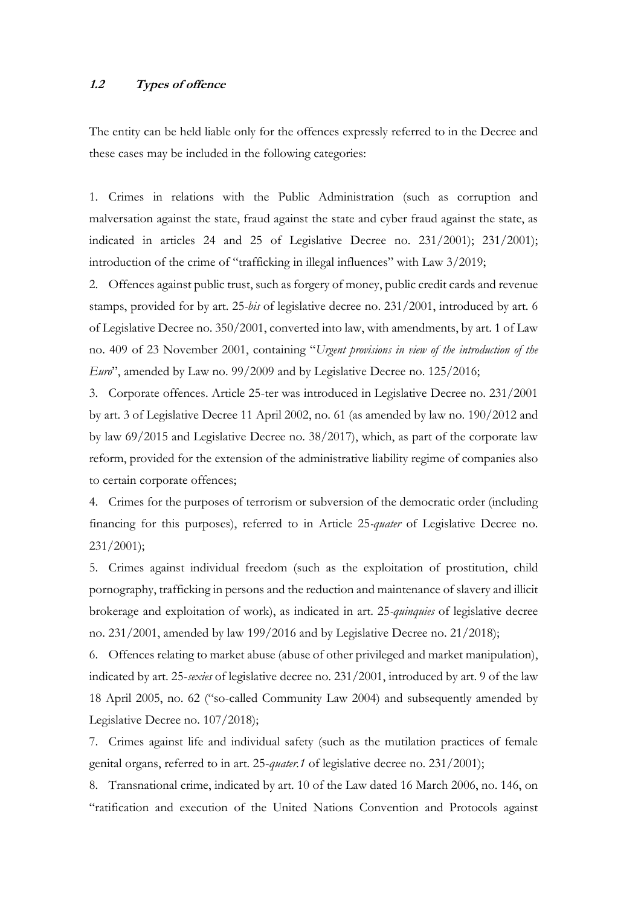### **1.2 *Types of offence***

The entity can be held liable only for the offences expressly referred to in the Decree and these cases may be included in the following categories:

1. Crimes in relations with the Public Administration (such as corruption and malversation against the state, fraud against the state and cyber fraud against the state, as indicated in articles 24 and 25 of Legislative Decree no. 231/2001); 231/2001); introduction of the crime of "trafficking in illegal influences" with Law 3/2019;
2. Offences against public trust, such as forgery of money, public credit cards and revenue stamps, provided for by art. 25-*bis* of legislative decree no. 231/2001, introduced by art. 6 of Legislative Decree no. 350/2001, converted into law, with amendments, by art. 1 of Law no. 409 of 23 November 2001, containing "*Urgent provisions in view of the introduction of the Euro*", amended by Law no. 99/2009 and by Legislative Decree no. 125/2016;
3. Corporate offences. Article 25-ter was introduced in Legislative Decree no. 231/2001 by art. 3 of Legislative Decree 11 April 2002, no. 61 (as amended by law no. 190/2012 and by law 69/2015 and Legislative Decree no. 38/2017), which, as part of the corporate law reform, provided for the extension of the administrative liability regime of companies also to certain corporate offences;
4. Crimes for the purposes of terrorism or subversion of the democratic order (including financing for this purposes), referred to in Article 25-*quater* of Legislative Decree no. 231/2001);
5. Crimes against individual freedom (such as the exploitation of prostitution, child pornography, trafficking in persons and the reduction and maintenance of slavery and illicit brokerage and exploitation of work), as indicated in art. 25-*quinquies* of legislative decree no. 231/2001, amended by law 199/2016 and by Legislative Decree no. 21/2018);
6. Offences relating to market abuse (abuse of other privileged and market manipulation), indicated by art. 25-*sexies* of legislative decree no. 231/2001, introduced by art. 9 of the law 18 April 2005, no. 62 ("so-called Community Law 2004) and subsequently amended by Legislative Decree no. 107/2018);
7. Crimes against life and individual safety (such as the mutilation practices of female genital organs, referred to in art. 25-*quater.1* of legislative decree no. 231/2001);
8. Transnational crime, indicated by art. 10 of the Law dated 16 March 2006, no. 146, on "ratification and execution of the United Nations Convention and Protocols against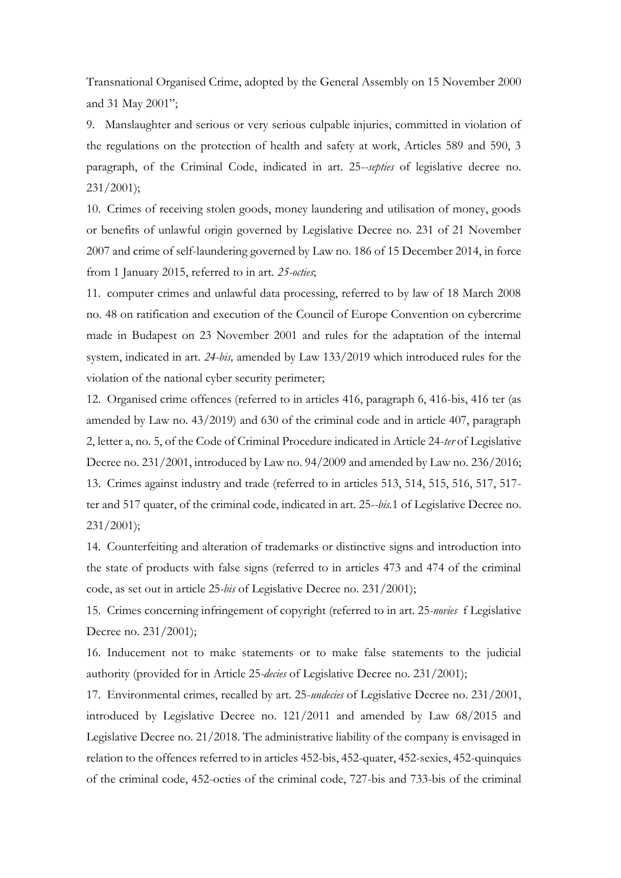Transnational Organised Crime, adopted by the General Assembly on 15 November 2000 and 31 May 2001";

9. Manslaughter and serious or very serious culpable injuries, committed in violation of the regulations on the protection of health and safety at work, Articles 589 and 590, 3 paragraph, of the Criminal Code, indicated in art. 25--*septies* of legislative decree no. 231/2001);

10. Crimes of receiving stolen goods, money laundering and utilisation of money, goods or benefits of unlawful origin governed by Legislative Decree no. 231 of 21 November 2007 and crime of self-laundering governed by Law no. 186 of 15 December 2014, in force from 1 January 2015, referred to in art. *25-octies*;

11. computer crimes and unlawful data processing, referred to by law of 18 March 2008 no. 48 on ratification and execution of the Council of Europe Convention on cybercrime made in Budapest on 23 November 2001 and rules for the adaptation of the internal system, indicated in art. *24-bis,* amended by Law 133/2019 which introduced rules for the violation of the national cyber security perimeter;

12. Organised crime offences (referred to in articles 416, paragraph 6, 416-bis, 416 ter (as amended by Law no. 43/2019) and 630 of the criminal code and in article 407, paragraph 2, letter a, no. 5, of the Code of Criminal Procedure indicated in Article 24-*ter* of Legislative Decree no. 231/2001, introduced by Law no. 94/2009 and amended by Law no. 236/2016;

13. Crimes against industry and trade (referred to in articles 513, 514, 515, 516, 517, 517-ter and 517 quater, of the criminal code, indicated in art. 25--*bis*.1 of Legislative Decree no. 231/2001);

14. Counterfeiting and alteration of trademarks or distinctive signs and introduction into the state of products with false signs (referred to in articles 473 and 474 of the criminal code, as set out in article 25-*bis* of Legislative Decree no. 231/2001);

15. Crimes concerning infringement of copyright (referred to in art. 25-*novies* f Legislative Decree no. 231/2001);

16. Inducement not to make statements or to make false statements to the judicial authority (provided for in Article 25-*decies* of Legislative Decree no. 231/2001);

17. Environmental crimes, recalled by art. 25-*undecies* of Legislative Decree no. 231/2001, introduced by Legislative Decree no. 121/2011 and amended by Law 68/2015 and Legislative Decree no. 21/2018. The administrative liability of the company is envisaged in relation to the offences referred to in articles 452-bis, 452-quater, 452-sexies, 452-quinquies of the criminal code, 452-octies of the criminal code, 727-bis and 733-bis of the criminal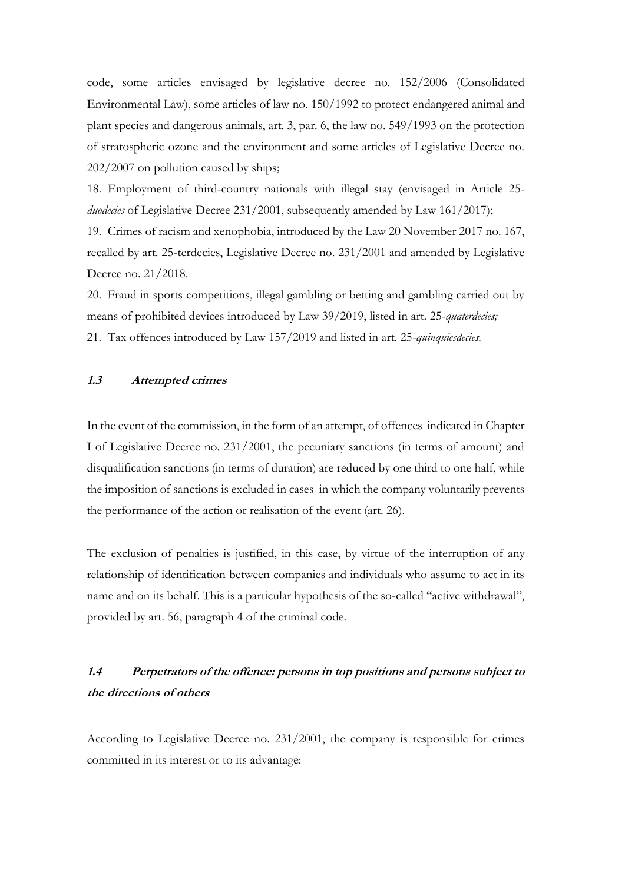code, some articles envisaged by legislative decree no. 152/2006 (Consolidated Environmental Law), some articles of law no. 150/1992 to protect endangered animal and plant species and dangerous animals, art. 3, par. 6, the law no. 549/1993 on the protection of stratospheric ozone and the environment and some articles of Legislative Decree no. 202/2007 on pollution caused by ships;

18. Employment of third-country nationals with illegal stay (envisaged in Article 25-*duodecies* of Legislative Decree 231/2001, subsequently amended by Law 161/2017);
19. Crimes of racism and xenophobia, introduced by the Law 20 November 2017 no. 167, recalled by art. 25-terdecies, Legislative Decree no. 231/2001 and amended by Legislative Decree no. 21/2018.
20. Fraud in sports competitions, illegal gambling or betting and gambling carried out by means of prohibited devices introduced by Law 39/2019, listed in art. 25-*quaterdecies;*
21. Tax offences introduced by Law 157/2019 and listed in art. 25-*quinquiesdecies.*

### *1.3 Attempted crimes*

In the event of the commission, in the form of an attempt, of offences indicated in Chapter I of Legislative Decree no. 231/2001, the pecuniary sanctions (in terms of amount) and disqualification sanctions (in terms of duration) are reduced by one third to one half, while the imposition of sanctions is excluded in cases in which the company voluntarily prevents the performance of the action or realisation of the event (art. 26).

The exclusion of penalties is justified, in this case, by virtue of the interruption of any relationship of identification between companies and individuals who assume to act in its name and on its behalf. This is a particular hypothesis of the so-called "active withdrawal", provided by art. 56, paragraph 4 of the criminal code.

### *1.4 Perpetrators of the offence: persons in top positions and persons subject to the directions of others*

According to Legislative Decree no. 231/2001, the company is responsible for crimes committed in its interest or to its advantage: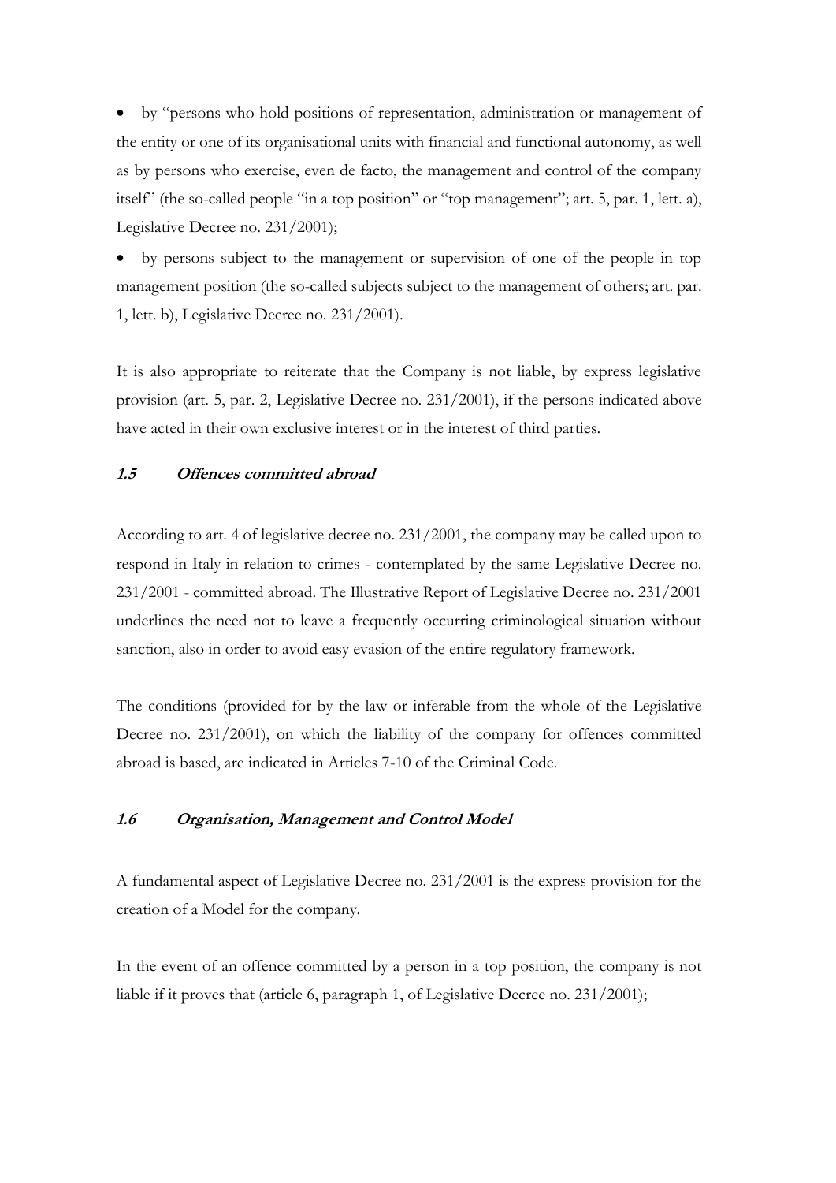- by "persons who hold positions of representation, administration or management of the entity or one of its organisational units with financial and functional autonomy, as well as by persons who exercise, even de facto, the management and control of the company itself" (the so-called people "in a top position" or "top management"; art. 5, par. 1, lett. a), Legislative Decree no. 231/2001);
- by persons subject to the management or supervision of one of the people in top management position (the so-called subjects subject to the management of others; art. par. 1, lett. b), Legislative Decree no. 231/2001).

It is also appropriate to reiterate that the Company is not liable, by express legislative provision (art. 5, par. 2, Legislative Decree no. 231/2001), if the persons indicated above have acted in their own exclusive interest or in the interest of third parties.

### *1.5 Offences committed abroad*

According to art. 4 of legislative decree no. 231/2001, the company may be called upon to respond in Italy in relation to crimes - contemplated by the same Legislative Decree no. 231/2001 - committed abroad. The Illustrative Report of Legislative Decree no. 231/2001 underlines the need not to leave a frequently occurring criminological situation without sanction, also in order to avoid easy evasion of the entire regulatory framework.

The conditions (provided for by the law or inferable from the whole of the Legislative Decree no. 231/2001), on which the liability of the company for offences committed abroad is based, are indicated in Articles 7-10 of the Criminal Code.

### *1.6 Organisation, Management and Control Model*

A fundamental aspect of Legislative Decree no. 231/2001 is the express provision for the creation of a Model for the company.

In the event of an offence committed by a person in a top position, the company is not liable if it proves that (article 6, paragraph 1, of Legislative Decree no. 231/2001);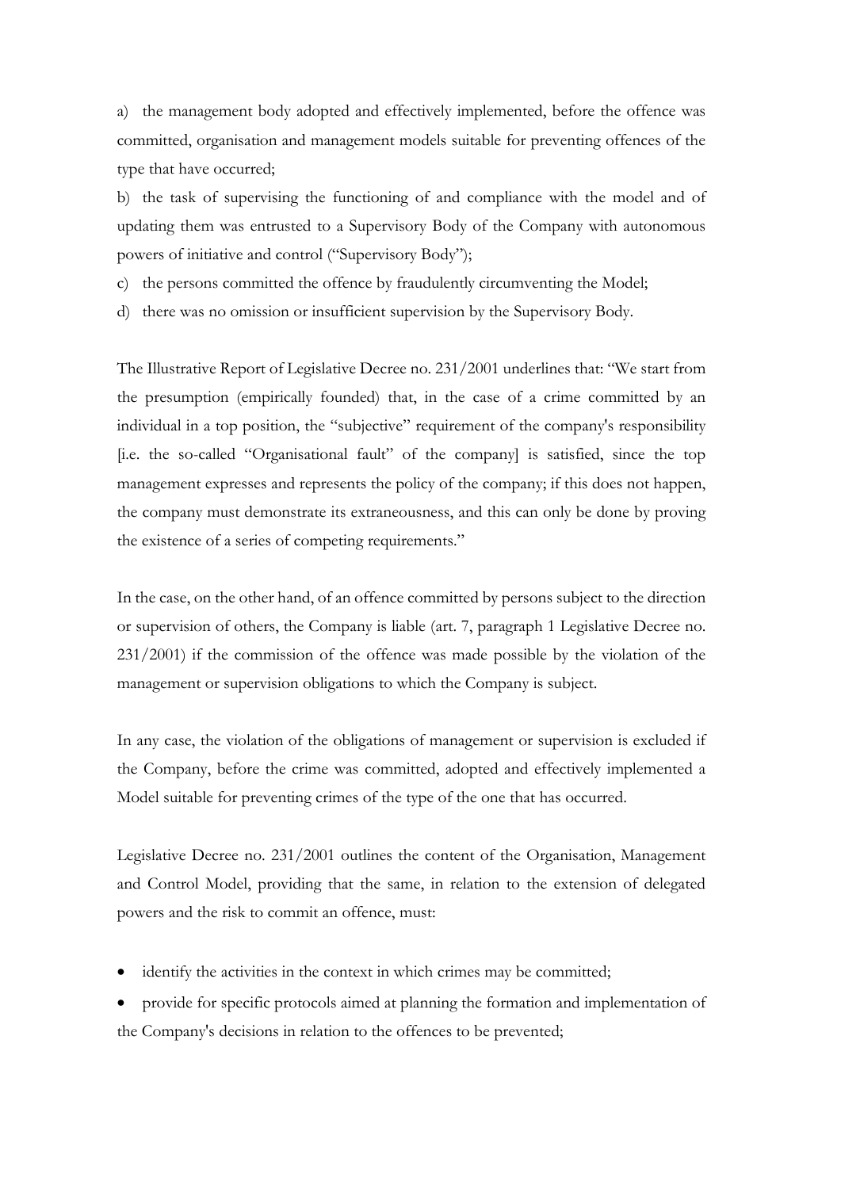a) the management body adopted and effectively implemented, before the offence was committed, organisation and management models suitable for preventing offences of the type that have occurred;

b) the task of supervising the functioning of and compliance with the model and of updating them was entrusted to a Supervisory Body of the Company with autonomous powers of initiative and control ("Supervisory Body");

c) the persons committed the offence by fraudulently circumventing the Model;

d) there was no omission or insufficient supervision by the Supervisory Body.

The Illustrative Report of Legislative Decree no. 231/2001 underlines that: "We start from the presumption (empirically founded) that, in the case of a crime committed by an individual in a top position, the "subjective" requirement of the company's responsibility [i.e. the so-called "Organisational fault" of the company] is satisfied, since the top management expresses and represents the policy of the company; if this does not happen, the company must demonstrate its extraneousness, and this can only be done by proving the existence of a series of competing requirements."

In the case, on the other hand, of an offence committed by persons subject to the direction or supervision of others, the Company is liable (art. 7, paragraph 1 Legislative Decree no. 231/2001) if the commission of the offence was made possible by the violation of the management or supervision obligations to which the Company is subject.

In any case, the violation of the obligations of management or supervision is excluded if the Company, before the crime was committed, adopted and effectively implemented a Model suitable for preventing crimes of the type of the one that has occurred.

Legislative Decree no. 231/2001 outlines the content of the Organisation, Management and Control Model, providing that the same, in relation to the extension of delegated powers and the risk to commit an offence, must:

- identify the activities in the context in which crimes may be committed;
- provide for specific protocols aimed at planning the formation and implementation of the Company's decisions in relation to the offences to be prevented;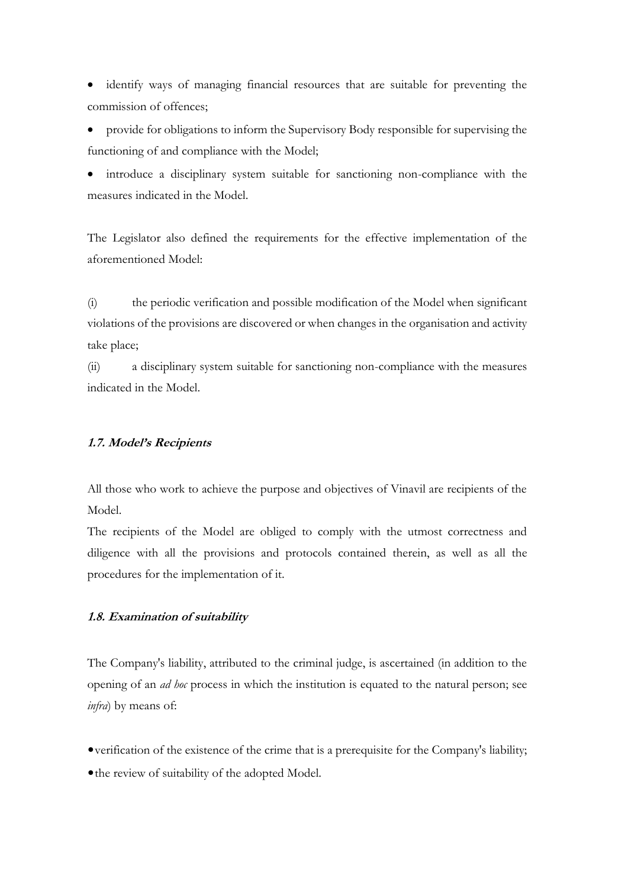- identify ways of managing financial resources that are suitable for preventing the commission of offences;
- provide for obligations to inform the Supervisory Body responsible for supervising the functioning of and compliance with the Model;
- introduce a disciplinary system suitable for sanctioning non-compliance with the measures indicated in the Model.

The Legislator also defined the requirements for the effective implementation of the aforementioned Model:

(i) the periodic verification and possible modification of the Model when significant violations of the provisions are discovered or when changes in the organisation and activity take place;

(ii) a disciplinary system suitable for sanctioning non-compliance with the measures indicated in the Model.

### 1.7. Model's Recipients

All those who work to achieve the purpose and objectives of Vinavil are recipients of the Model.

The recipients of the Model are obliged to comply with the utmost correctness and diligence with all the provisions and protocols contained therein, as well as all the procedures for the implementation of it.

### 1.8. Examination of suitability

The Company's liability, attributed to the criminal judge, is ascertained (in addition to the opening of an *ad hoc* process in which the institution is equated to the natural person; see *infra*) by means of:

- verification of the existence of the crime that is a prerequisite for the Company's liability;
- the review of suitability of the adopted Model.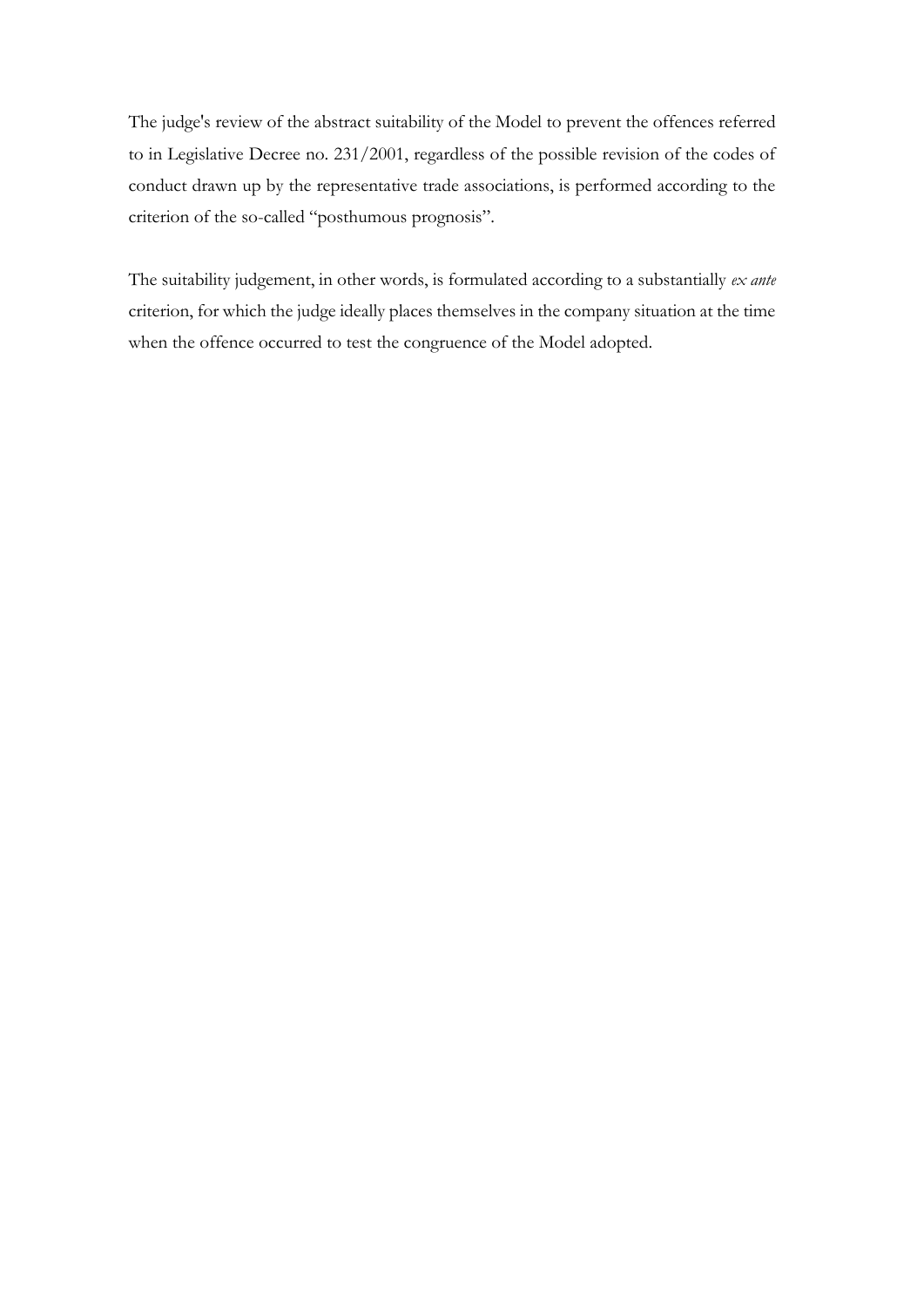The judge's review of the abstract suitability of the Model to prevent the offences referred to in Legislative Decree no. 231/2001, regardless of the possible revision of the codes of conduct drawn up by the representative trade associations, is performed according to the criterion of the so-called "posthumous prognosis".

The suitability judgement, in other words, is formulated according to a substantially *ex ante* criterion, for which the judge ideally places themselves in the company situation at the time when the offence occurred to test the congruence of the Model adopted.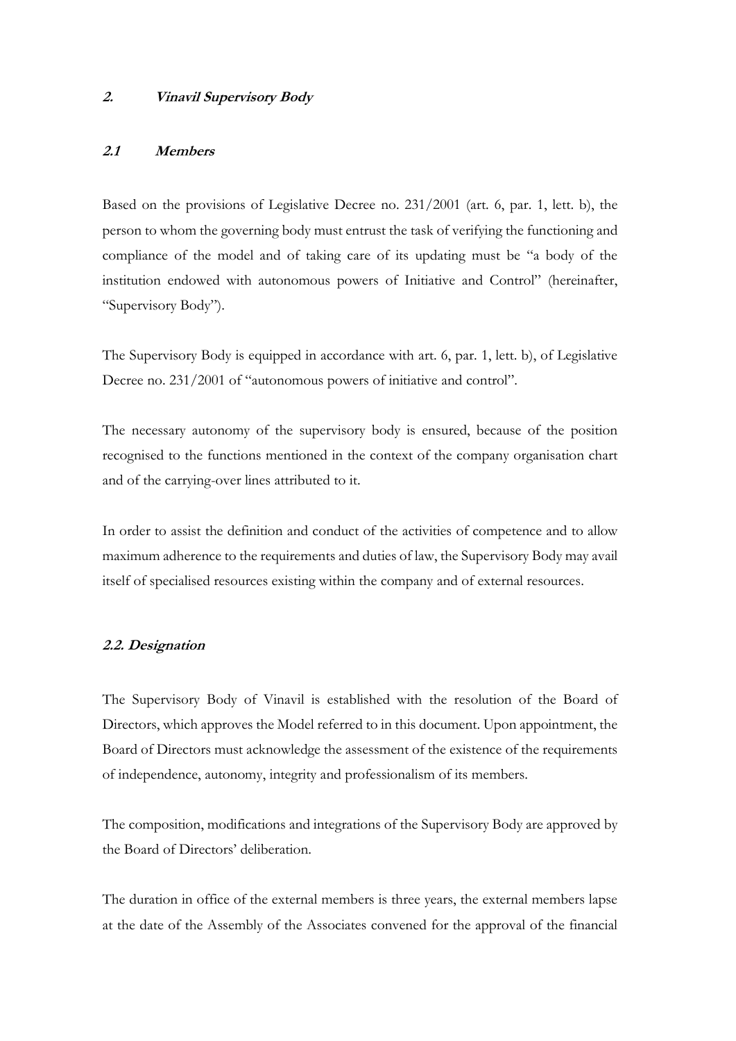## *2. Vinavil Supervisory Body*

### *2.1 Members*

Based on the provisions of Legislative Decree no. 231/2001 (art. 6, par. 1, lett. b), the person to whom the governing body must entrust the task of verifying the functioning and compliance of the model and of taking care of its updating must be "a body of the institution endowed with autonomous powers of Initiative and Control" (hereinafter, "Supervisory Body").

The Supervisory Body is equipped in accordance with art. 6, par. 1, lett. b), of Legislative Decree no. 231/2001 of "autonomous powers of initiative and control".

The necessary autonomy of the supervisory body is ensured, because of the position recognised to the functions mentioned in the context of the company organisation chart and of the carrying-over lines attributed to it.

In order to assist the definition and conduct of the activities of competence and to allow maximum adherence to the requirements and duties of law, the Supervisory Body may avail itself of specialised resources existing within the company and of external resources.

### *2.2. Designation*

The Supervisory Body of Vinavil is established with the resolution of the Board of Directors, which approves the Model referred to in this document. Upon appointment, the Board of Directors must acknowledge the assessment of the existence of the requirements of independence, autonomy, integrity and professionalism of its members.

The composition, modifications and integrations of the Supervisory Body are approved by the Board of Directors' deliberation.

The duration in office of the external members is three years, the external members lapse at the date of the Assembly of the Associates convened for the approval of the financial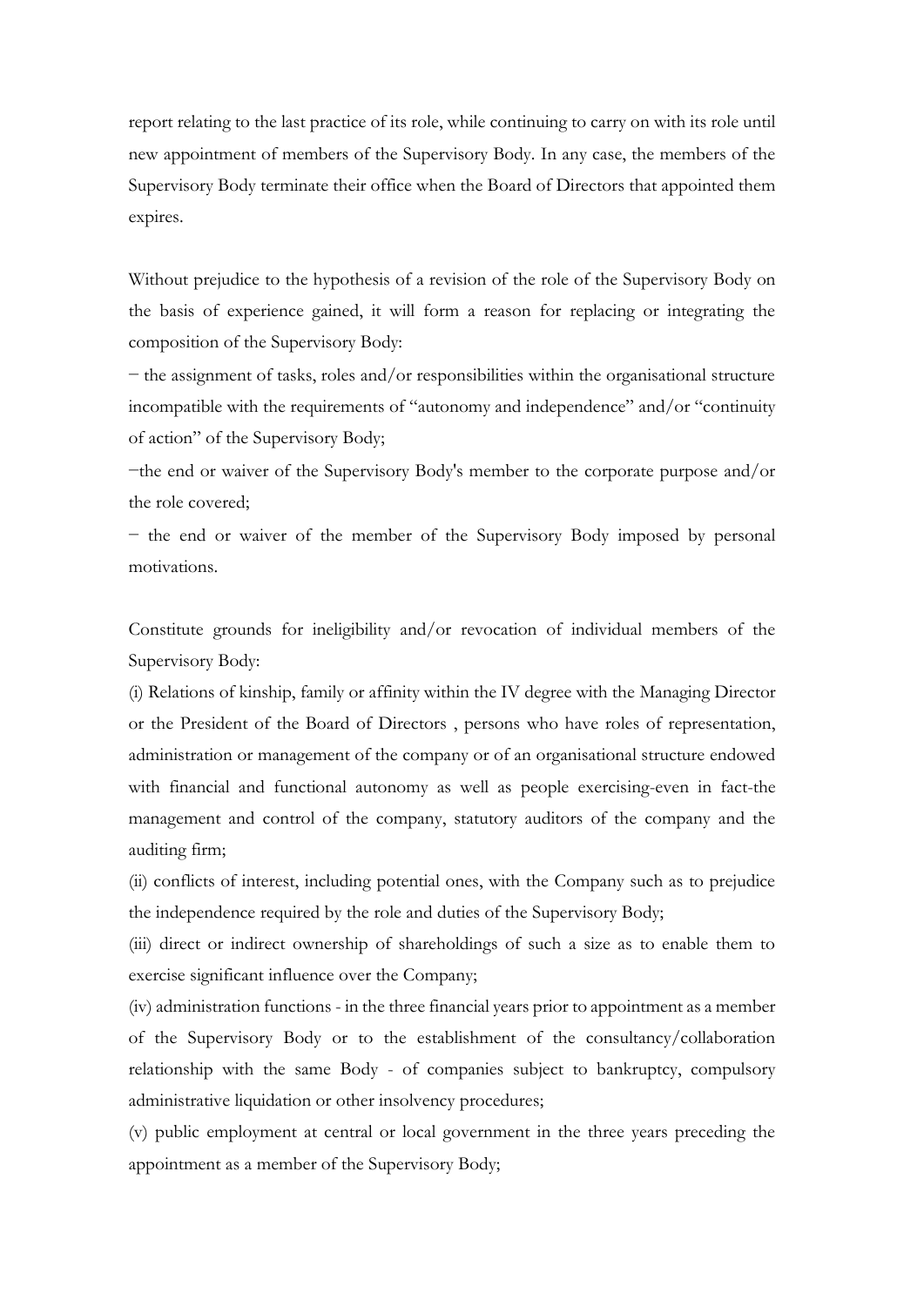report relating to the last practice of its role, while continuing to carry on with its role until new appointment of members of the Supervisory Body. In any case, the members of the Supervisory Body terminate their office when the Board of Directors that appointed them expires.

Without prejudice to the hypothesis of a revision of the role of the Supervisory Body on the basis of experience gained, it will form a reason for replacing or integrating the composition of the Supervisory Body:

− the assignment of tasks, roles and/or responsibilities within the organisational structure incompatible with the requirements of "autonomy and independence" and/or "continuity of action" of the Supervisory Body;

−the end or waiver of the Supervisory Body's member to the corporate purpose and/or the role covered;

− the end or waiver of the member of the Supervisory Body imposed by personal motivations.

Constitute grounds for ineligibility and/or revocation of individual members of the Supervisory Body:

(i) Relations of kinship, family or affinity within the IV degree with the Managing Director or the President of the Board of Directors , persons who have roles of representation, administration or management of the company or of an organisational structure endowed with financial and functional autonomy as well as people exercising-even in fact-the management and control of the company, statutory auditors of the company and the auditing firm;

(ii) conflicts of interest, including potential ones, with the Company such as to prejudice the independence required by the role and duties of the Supervisory Body;

(iii) direct or indirect ownership of shareholdings of such a size as to enable them to exercise significant influence over the Company;

(iv) administration functions - in the three financial years prior to appointment as a member of the Supervisory Body or to the establishment of the consultancy/collaboration relationship with the same Body - of companies subject to bankruptcy, compulsory administrative liquidation or other insolvency procedures;

(v) public employment at central or local government in the three years preceding the appointment as a member of the Supervisory Body;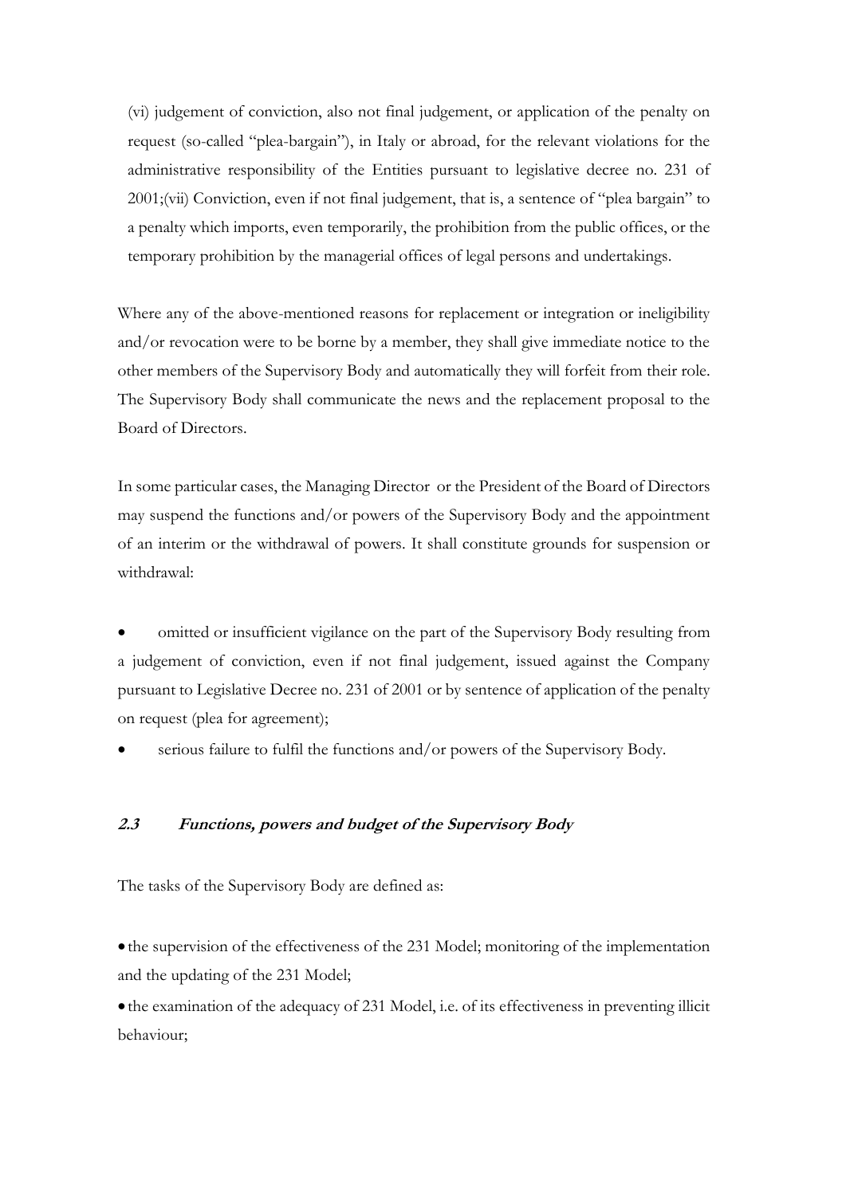(vi) judgement of conviction, also not final judgement, or application of the penalty on request (so-called "plea-bargain"), in Italy or abroad, for the relevant violations for the administrative responsibility of the Entities pursuant to legislative decree no. 231 of 2001;(vii) Conviction, even if not final judgement, that is, a sentence of "plea bargain" to a penalty which imports, even temporarily, the prohibition from the public offices, or the temporary prohibition by the managerial offices of legal persons and undertakings.

Where any of the above-mentioned reasons for replacement or integration or ineligibility and/or revocation were to be borne by a member, they shall give immediate notice to the other members of the Supervisory Body and automatically they will forfeit from their role. The Supervisory Body shall communicate the news and the replacement proposal to the Board of Directors.

In some particular cases, the Managing Director or the President of the Board of Directors may suspend the functions and/or powers of the Supervisory Body and the appointment of an interim or the withdrawal of powers. It shall constitute grounds for suspension or withdrawal:

- omitted or insufficient vigilance on the part of the Supervisory Body resulting from a judgement of conviction, even if not final judgement, issued against the Company pursuant to Legislative Decree no. 231 of 2001 or by sentence of application of the penalty on request (plea for agreement);
- serious failure to fulfil the functions and/or powers of the Supervisory Body.

### *2.3 Functions, powers and budget of the Supervisory Body*

The tasks of the Supervisory Body are defined as:

- the supervision of the effectiveness of the 231 Model; monitoring of the implementation and the updating of the 231 Model;
- the examination of the adequacy of 231 Model, i.e. of its effectiveness in preventing illicit behaviour;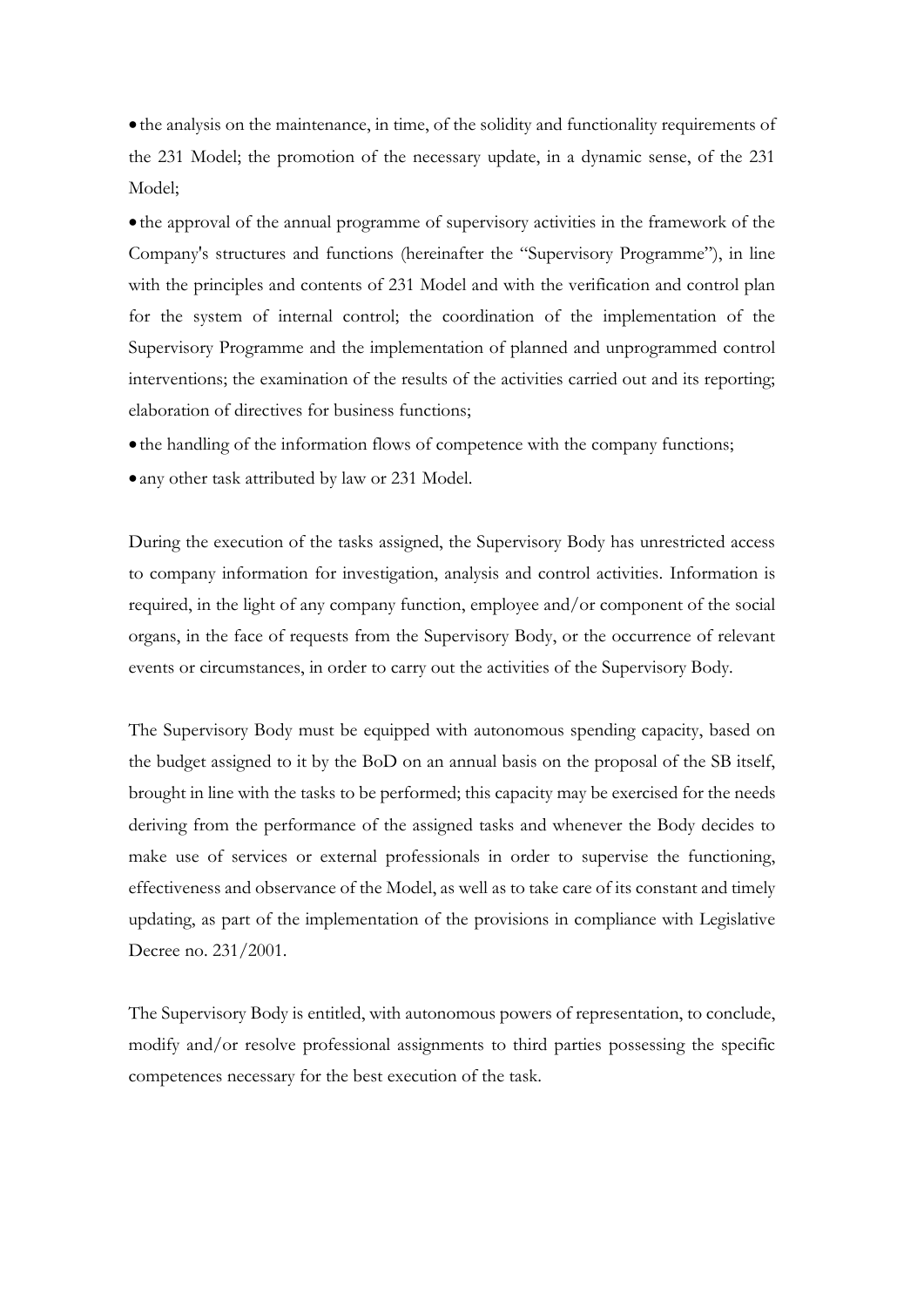- the analysis on the maintenance, in time, of the solidity and functionality requirements of the 231 Model; the promotion of the necessary update, in a dynamic sense, of the 231 Model;
- the approval of the annual programme of supervisory activities in the framework of the Company's structures and functions (hereinafter the "Supervisory Programme"), in line with the principles and contents of 231 Model and with the verification and control plan for the system of internal control; the coordination of the implementation of the Supervisory Programme and the implementation of planned and unprogrammed control interventions; the examination of the results of the activities carried out and its reporting; elaboration of directives for business functions;
- the handling of the information flows of competence with the company functions;
- any other task attributed by law or 231 Model.

During the execution of the tasks assigned, the Supervisory Body has unrestricted access to company information for investigation, analysis and control activities. Information is required, in the light of any company function, employee and/or component of the social organs, in the face of requests from the Supervisory Body, or the occurrence of relevant events or circumstances, in order to carry out the activities of the Supervisory Body.

The Supervisory Body must be equipped with autonomous spending capacity, based on the budget assigned to it by the BoD on an annual basis on the proposal of the SB itself, brought in line with the tasks to be performed; this capacity may be exercised for the needs deriving from the performance of the assigned tasks and whenever the Body decides to make use of services or external professionals in order to supervise the functioning, effectiveness and observance of the Model, as well as to take care of its constant and timely updating, as part of the implementation of the provisions in compliance with Legislative Decree no. 231/2001.

The Supervisory Body is entitled, with autonomous powers of representation, to conclude, modify and/or resolve professional assignments to third parties possessing the specific competences necessary for the best execution of the task.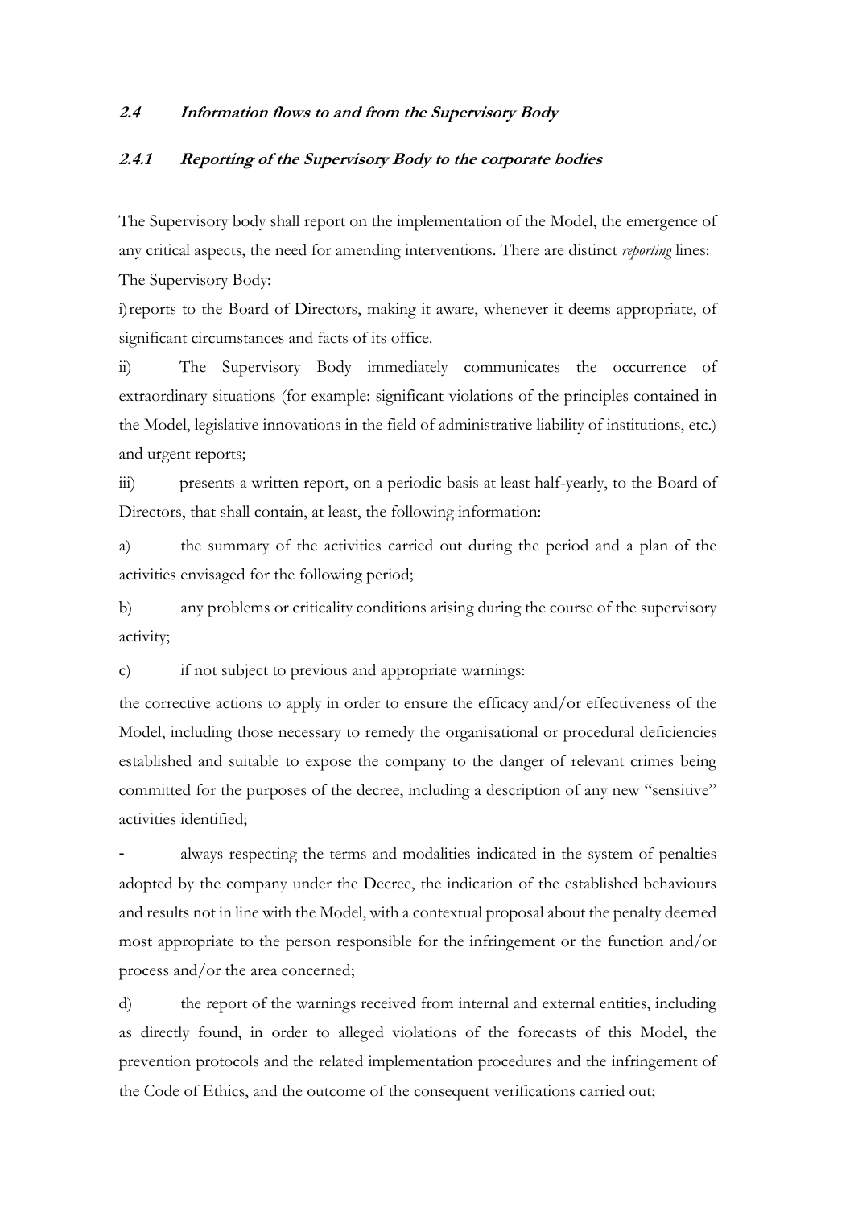### *2.4 Information flows to and from the Supervisory Body*

#### *2.4.1 Reporting of the Supervisory Body to the corporate bodies*

The Supervisory body shall report on the implementation of the Model, the emergence of any critical aspects, the need for amending interventions. There are distinct *reporting* lines:
The Supervisory Body:

i) reports to the Board of Directors, making it aware, whenever it deems appropriate, of significant circumstances and facts of its office.

ii) The Supervisory Body immediately communicates the occurrence of extraordinary situations (for example: significant violations of the principles contained in the Model, legislative innovations in the field of administrative liability of institutions, etc.) and urgent reports;

iii) presents a written report, on a periodic basis at least half-yearly, to the Board of Directors, that shall contain, at least, the following information:

a) the summary of the activities carried out during the period and a plan of the activities envisaged for the following period;

b) any problems or criticality conditions arising during the course of the supervisory activity;

c) if not subject to previous and appropriate warnings:

the corrective actions to apply in order to ensure the efficacy and/or effectiveness of the Model, including those necessary to remedy the organisational or procedural deficiencies established and suitable to expose the company to the danger of relevant crimes being committed for the purposes of the decree, including a description of any new "sensitive" activities identified;

- always respecting the terms and modalities indicated in the system of penalties adopted by the company under the Decree, the indication of the established behaviours and results not in line with the Model, with a contextual proposal about the penalty deemed most appropriate to the person responsible for the infringement or the function and/or process and/or the area concerned;

d) the report of the warnings received from internal and external entities, including as directly found, in order to alleged violations of the forecasts of this Model, the prevention protocols and the related implementation procedures and the infringement of the Code of Ethics, and the outcome of the consequent verifications carried out;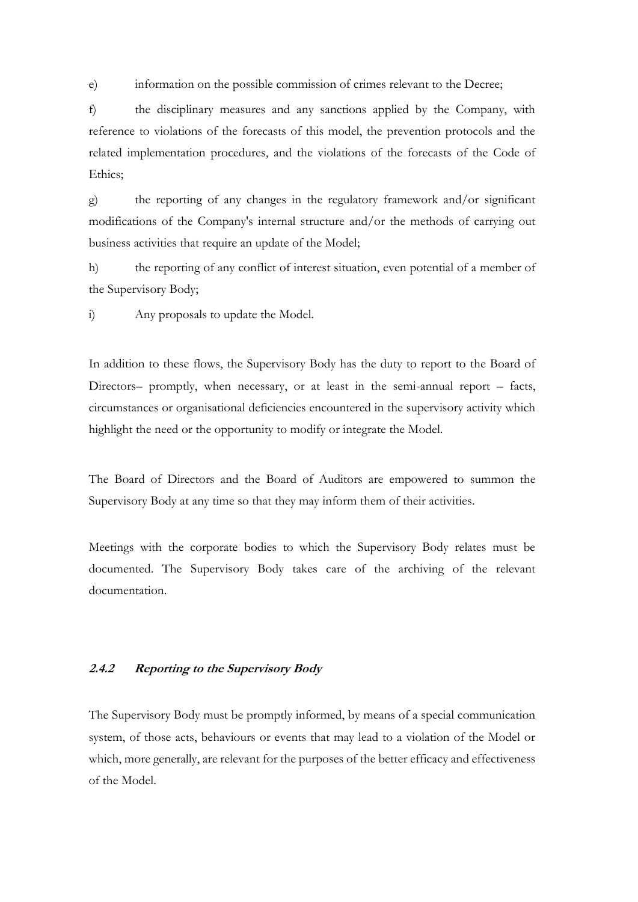e) information on the possible commission of crimes relevant to the Decree;

f) the disciplinary measures and any sanctions applied by the Company, with reference to violations of the forecasts of this model, the prevention protocols and the related implementation procedures, and the violations of the forecasts of the Code of Ethics;

g) the reporting of any changes in the regulatory framework and/or significant modifications of the Company's internal structure and/or the methods of carrying out business activities that require an update of the Model;

h) the reporting of any conflict of interest situation, even potential of a member of the Supervisory Body;

i) Any proposals to update the Model.

In addition to these flows, the Supervisory Body has the duty to report to the Board of Directors– promptly, when necessary, or at least in the semi-annual report – facts, circumstances or organisational deficiencies encountered in the supervisory activity which highlight the need or the opportunity to modify or integrate the Model.

The Board of Directors and the Board of Auditors are empowered to summon the Supervisory Body at any time so that they may inform them of their activities.

Meetings with the corporate bodies to which the Supervisory Body relates must be documented. The Supervisory Body takes care of the archiving of the relevant documentation.

### *2.4.2 Reporting to the Supervisory Body*

The Supervisory Body must be promptly informed, by means of a special communication system, of those acts, behaviours or events that may lead to a violation of the Model or which, more generally, are relevant for the purposes of the better efficacy and effectiveness of the Model.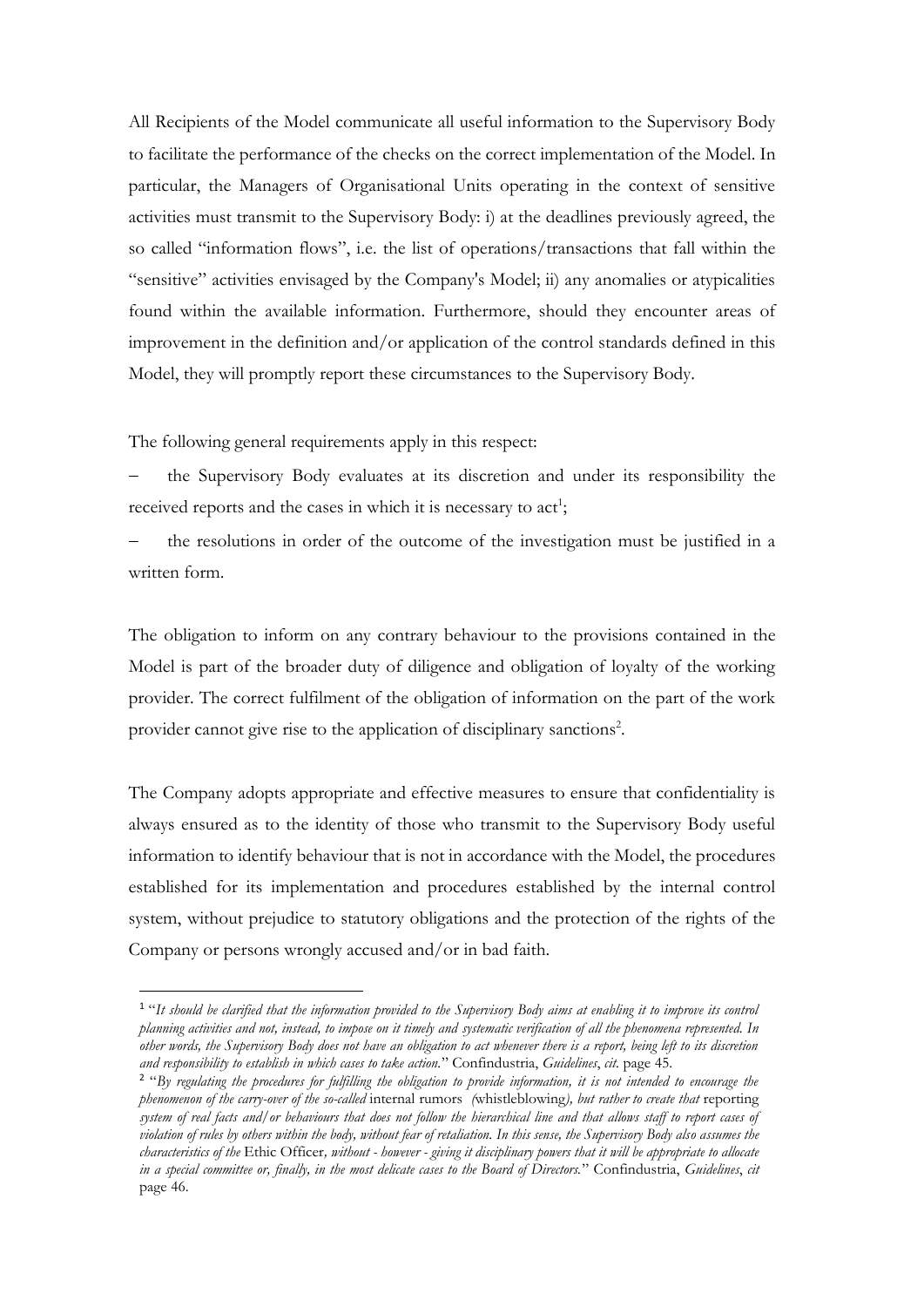All Recipients of the Model communicate all useful information to the Supervisory Body to facilitate the performance of the checks on the correct implementation of the Model. In particular, the Managers of Organisational Units operating in the context of sensitive activities must transmit to the Supervisory Body: i) at the deadlines previously agreed, the so called "information flows", i.e. the list of operations/transactions that fall within the "sensitive" activities envisaged by the Company's Model; ii) any anomalies or atypicalities found within the available information. Furthermore, should they encounter areas of improvement in the definition and/or application of the control standards defined in this Model, they will promptly report these circumstances to the Supervisory Body.

The following general requirements apply in this respect:

- the Supervisory Body evaluates at its discretion and under its responsibility the received reports and the cases in which it is necessary to act[1];
- the resolutions in order of the outcome of the investigation must be justified in a written form.

The obligation to inform on any contrary behaviour to the provisions contained in the Model is part of the broader duty of diligence and obligation of loyalty of the working provider. The correct fulfilment of the obligation of information on the part of the work provider cannot give rise to the application of disciplinary sanctions[2].

The Company adopts appropriate and effective measures to ensure that confidentiality is always ensured as to the identity of those who transmit to the Supervisory Body useful information to identify behaviour that is not in accordance with the Model, the procedures established for its implementation and procedures established by the internal control system, without prejudice to statutory obligations and the protection of the rights of the Company or persons wrongly accused and/or in bad faith.

---

[1] "*It should be clarified that the information provided to the Supervisory Body aims at enabling it to improve its control planning activities and not, instead, to impose on it timely and systematic verification of all the phenomena represented. In other words, the Supervisory Body does not have an obligation to act whenever there is a report, being left to its discretion and responsibility to establish in which cases to take action.*" Confindustria, *Guidelines*, *cit.* page 45.

[2] "*By regulating the procedures for fulfilling the obligation to provide information, it is not intended to encourage the phenomenon of the carry-over of the so-called* internal rumors *(*whistleblowing*), but rather to create that* reporting *system of real facts and/or behaviours that does not follow the hierarchical line and that allows staff to report cases of violation of rules by others within the body, without fear of retaliation. In this sense, the Supervisory Body also assumes the characteristics of the* Ethic Officer*, without - however - giving it disciplinary powers that it will be appropriate to allocate in a special committee or, finally, in the most delicate cases to the Board of Directors.*" Confindustria, *Guidelines*, *cit* page 46.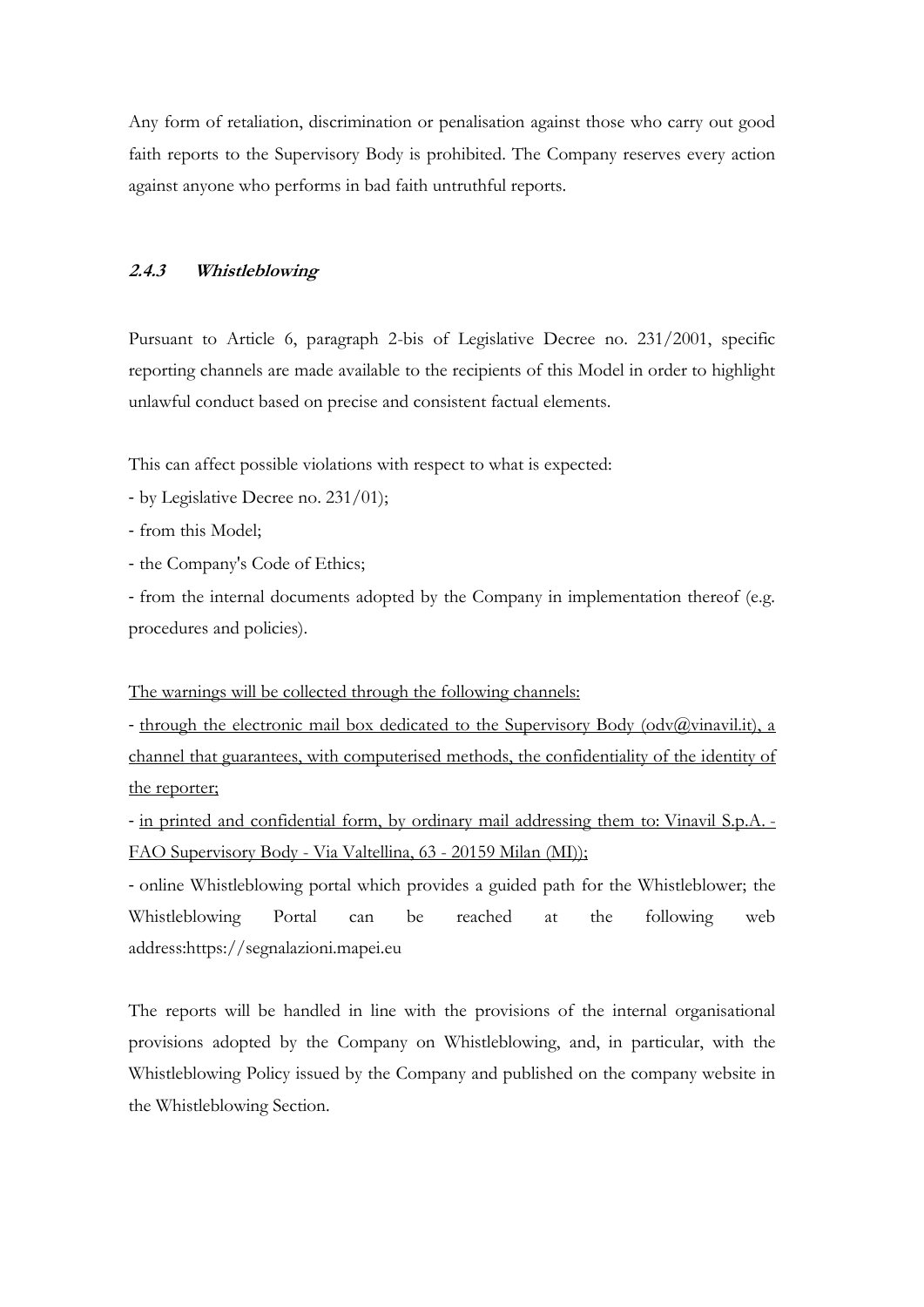Any form of retaliation, discrimination or penalisation against those who carry out good faith reports to the Supervisory Body is prohibited. The Company reserves every action against anyone who performs in bad faith untruthful reports.

### *2.4.3 Whistleblowing*

Pursuant to Article 6, paragraph 2-bis of Legislative Decree no. 231/2001, specific reporting channels are made available to the recipients of this Model in order to highlight unlawful conduct based on precise and consistent factual elements.

This can affect possible violations with respect to what is expected:

- by Legislative Decree no. 231/01);
- from this Model;
- the Company's Code of Ethics;
- from the internal documents adopted by the Company in implementation thereof (e.g. procedures and policies).

<u>The warnings will be collected through the following channels:</u>

- <u>through the electronic mail box dedicated to the Supervisory Body (odv@vinavil.it), a channel that guarantees, with computerised methods, the confidentiality of the identity of the reporter;</u>
- <u>in printed and confidential form, by ordinary mail addressing them to: Vinavil S.p.A. - FAO Supervisory Body - Via Valtellina, 63 - 20159 Milan (MI));</u>
- online Whistleblowing portal which provides a guided path for the Whistleblower; the Whistleblowing Portal can be reached at the following web address:https://segnalazioni.mapei.eu

The reports will be handled in line with the provisions of the internal organisational provisions adopted by the Company on Whistleblowing, and, in particular, with the Whistleblowing Policy issued by the Company and published on the company website in the Whistleblowing Section.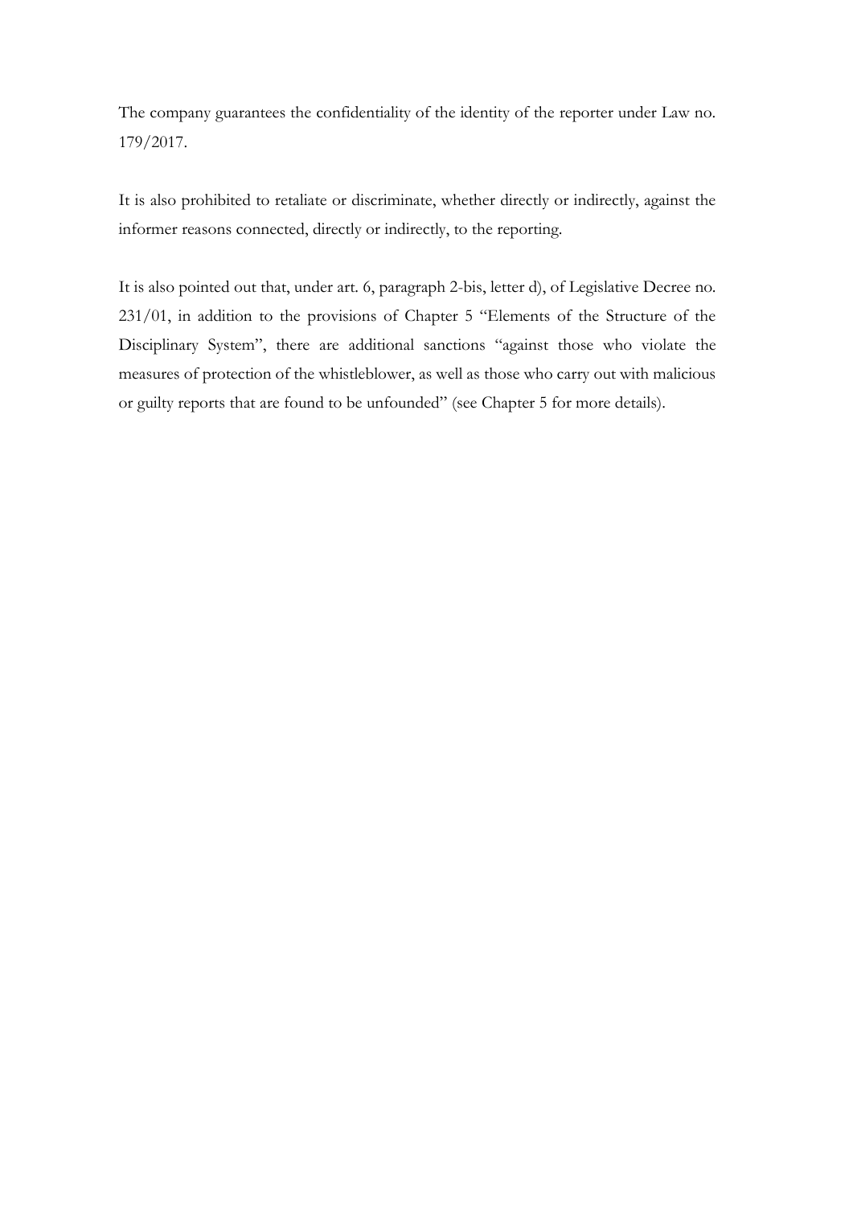The company guarantees the confidentiality of the identity of the reporter under Law no. 179/2017.

It is also prohibited to retaliate or discriminate, whether directly or indirectly, against the informer reasons connected, directly or indirectly, to the reporting.

It is also pointed out that, under art. 6, paragraph 2-bis, letter d), of Legislative Decree no. 231/01, in addition to the provisions of Chapter 5 "Elements of the Structure of the Disciplinary System", there are additional sanctions "against those who violate the measures of protection of the whistleblower, as well as those who carry out with malicious or guilty reports that are found to be unfounded" (see Chapter 5 for more details).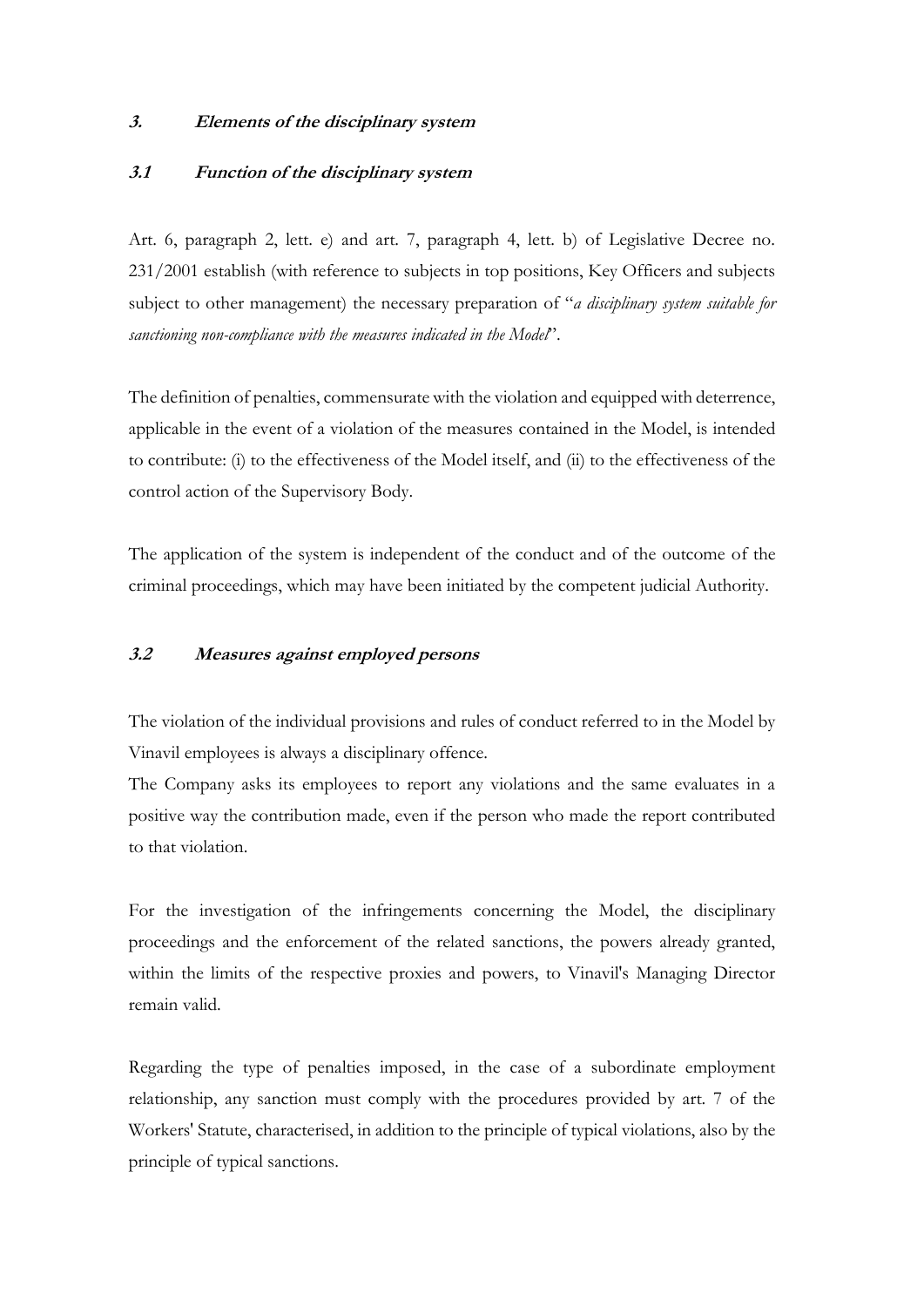## *3. Elements of the disciplinary system*

### *3.1 Function of the disciplinary system*

Art. 6, paragraph 2, lett. e) and art. 7, paragraph 4, lett. b) of Legislative Decree no. 231/2001 establish (with reference to subjects in top positions, Key Officers and subjects subject to other management) the necessary preparation of "*a disciplinary system suitable for sanctioning non-compliance with the measures indicated in the Model*".

The definition of penalties, commensurate with the violation and equipped with deterrence, applicable in the event of a violation of the measures contained in the Model, is intended to contribute: (i) to the effectiveness of the Model itself, and (ii) to the effectiveness of the control action of the Supervisory Body.

The application of the system is independent of the conduct and of the outcome of the criminal proceedings, which may have been initiated by the competent judicial Authority.

### *3.2 Measures against employed persons*

The violation of the individual provisions and rules of conduct referred to in the Model by Vinavil employees is always a disciplinary offence.
The Company asks its employees to report any violations and the same evaluates in a positive way the contribution made, even if the person who made the report contributed to that violation.

For the investigation of the infringements concerning the Model, the disciplinary proceedings and the enforcement of the related sanctions, the powers already granted, within the limits of the respective proxies and powers, to Vinavil's Managing Director remain valid.

Regarding the type of penalties imposed, in the case of a subordinate employment relationship, any sanction must comply with the procedures provided by art. 7 of the Workers' Statute, characterised, in addition to the principle of typical violations, also by the principle of typical sanctions.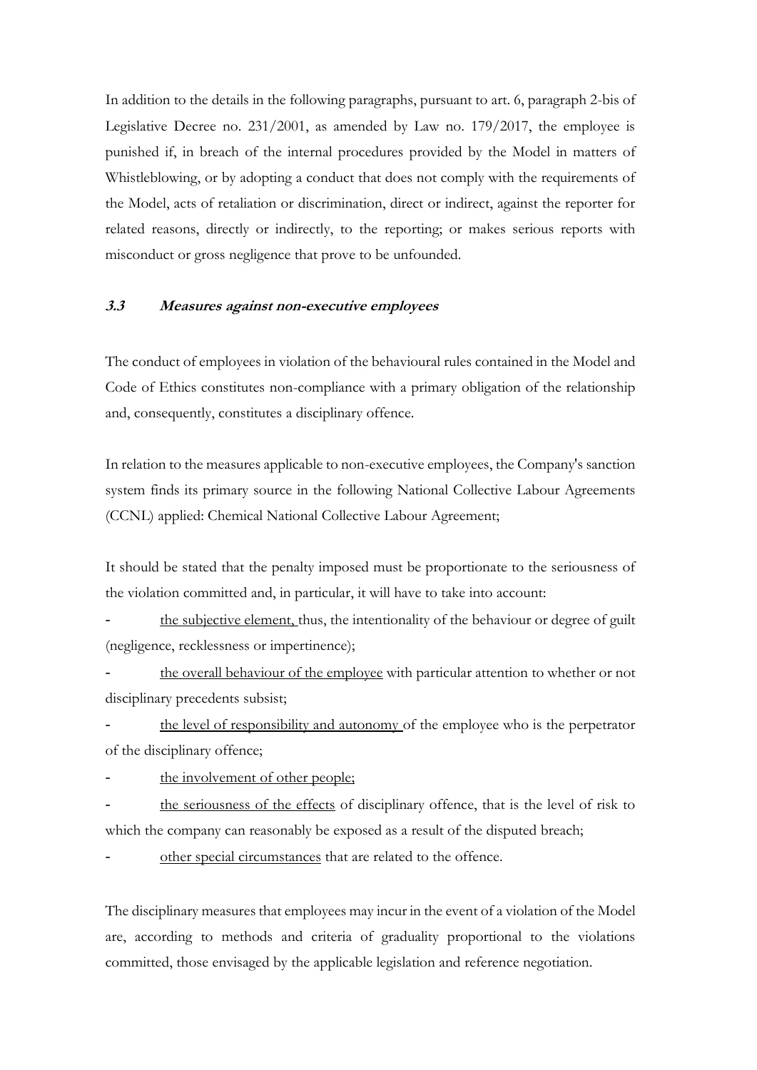In addition to the details in the following paragraphs, pursuant to art. 6, paragraph 2-bis of Legislative Decree no. 231/2001, as amended by Law no. 179/2017, the employee is punished if, in breach of the internal procedures provided by the Model in matters of Whistleblowing, or by adopting a conduct that does not comply with the requirements of the Model, acts of retaliation or discrimination, direct or indirect, against the reporter for related reasons, directly or indirectly, to the reporting; or makes serious reports with misconduct or gross negligence that prove to be unfounded.

### ***3.3 Measures against non-executive employees***

The conduct of employees in violation of the behavioural rules contained in the Model and Code of Ethics constitutes non-compliance with a primary obligation of the relationship and, consequently, constitutes a disciplinary offence.

In relation to the measures applicable to non-executive employees, the Company's sanction system finds its primary source in the following National Collective Labour Agreements (CCNL) applied: Chemical National Collective Labour Agreement;

It should be stated that the penalty imposed must be proportionate to the seriousness of the violation committed and, in particular, it will have to take into account:

- the subjective element, thus, the intentionality of the behaviour or degree of guilt (negligence, recklessness or impertinence);
- the overall behaviour of the employee with particular attention to whether or not disciplinary precedents subsist;
- the level of responsibility and autonomy of the employee who is the perpetrator of the disciplinary offence;
- the involvement of other people;
- the seriousness of the effects of disciplinary offence, that is the level of risk to which the company can reasonably be exposed as a result of the disputed breach;
- other special circumstances that are related to the offence.

The disciplinary measures that employees may incur in the event of a violation of the Model are, according to methods and criteria of graduality proportional to the violations committed, those envisaged by the applicable legislation and reference negotiation.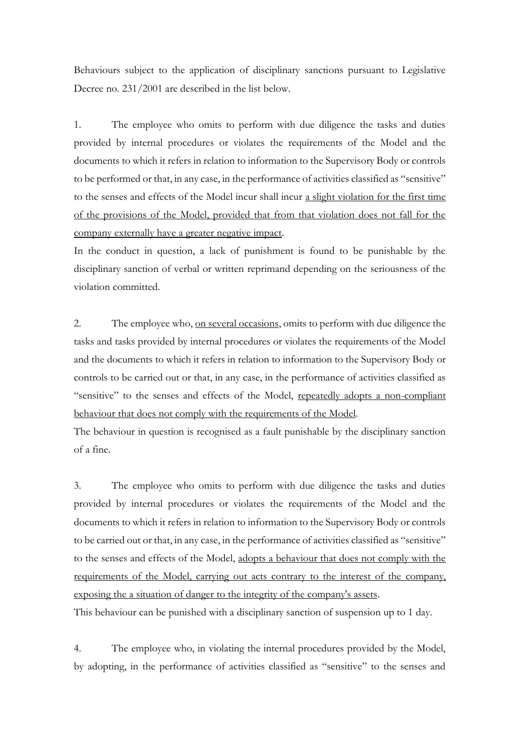Behaviours subject to the application of disciplinary sanctions pursuant to Legislative Decree no. 231/2001 are described in the list below.

1. The employee who omits to perform with due diligence the tasks and duties provided by internal procedures or violates the requirements of the Model and the documents to which it refers in relation to information to the Supervisory Body or controls to be performed or that, in any case, in the performance of activities classified as "sensitive" to the senses and effects of the Model incur shall incur <u>a slight violation for the first time of the provisions of the Model, provided that from that violation does not fall for the company externally have a greater negative impact</u>.
In the conduct in question, a lack of punishment is found to be punishable by the disciplinary sanction of verbal or written reprimand depending on the seriousness of the violation committed.

2. The employee who, <u>on several occasions</u>, omits to perform with due diligence the tasks and tasks provided by internal procedures or violates the requirements of the Model and the documents to which it refers in relation to information to the Supervisory Body or controls to be carried out or that, in any case, in the performance of activities classified as "sensitive" to the senses and effects of the Model, <u>repeatedly adopts a non-compliant behaviour that does not comply with the requirements of the Model</u>.
The behaviour in question is recognised as a fault punishable by the disciplinary sanction of a fine.

3. The employee who omits to perform with due diligence the tasks and duties provided by internal procedures or violates the requirements of the Model and the documents to which it refers in relation to information to the Supervisory Body or controls to be carried out or that, in any case, in the performance of activities classified as "sensitive" to the senses and effects of the Model, <u>adopts a behaviour that does not comply with the requirements of the Model, carrying out acts contrary to the interest of the company, exposing the a situation of danger to the integrity of the company's assets</u>.
This behaviour can be punished with a disciplinary sanction of suspension up to 1 day.

4. The employee who, in violating the internal procedures provided by the Model, by adopting, in the performance of activities classified as "sensitive" to the senses and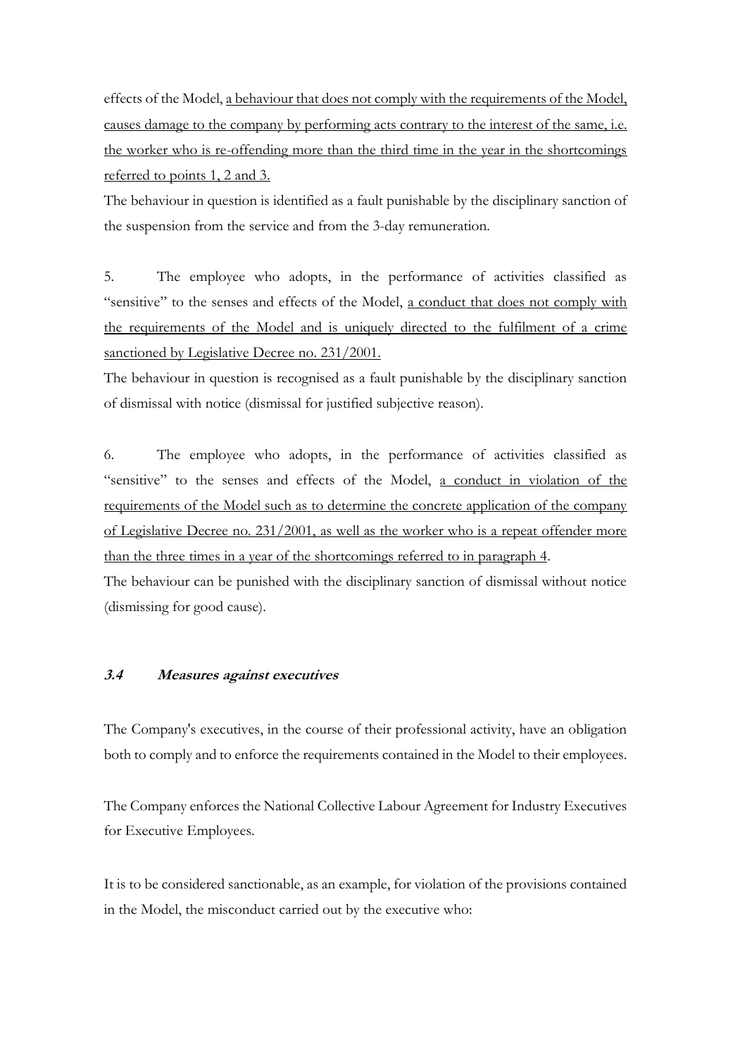effects of the Model, <u>a behaviour that does not comply with the requirements of the Model, causes damage to the company by performing acts contrary to the interest of the same, i.e. the worker who is re-offending more than the third time in the year in the shortcomings referred to points 1, 2 and 3.</u>

The behaviour in question is identified as a fault punishable by the disciplinary sanction of the suspension from the service and from the 3-day remuneration.

5. The employee who adopts, in the performance of activities classified as "sensitive" to the senses and effects of the Model, <u>a conduct that does not comply with the requirements of the Model and is uniquely directed to the fulfilment of a crime sanctioned by Legislative Decree no. 231/2001.</u>

The behaviour in question is recognised as a fault punishable by the disciplinary sanction of dismissal with notice (dismissal for justified subjective reason).

6. The employee who adopts, in the performance of activities classified as "sensitive" to the senses and effects of the Model, <u>a conduct in violation of the requirements of the Model such as to determine the concrete application of the company of Legislative Decree no. 231/2001, as well as the worker who is a repeat offender more than the three times in a year of the shortcomings referred to in paragraph 4</u>.

The behaviour can be punished with the disciplinary sanction of dismissal without notice (dismissing for good cause).

### *3.4 Measures against executives*

The Company's executives, in the course of their professional activity, have an obligation both to comply and to enforce the requirements contained in the Model to their employees.

The Company enforces the National Collective Labour Agreement for Industry Executives for Executive Employees.

It is to be considered sanctionable, as an example, for violation of the provisions contained in the Model, the misconduct carried out by the executive who: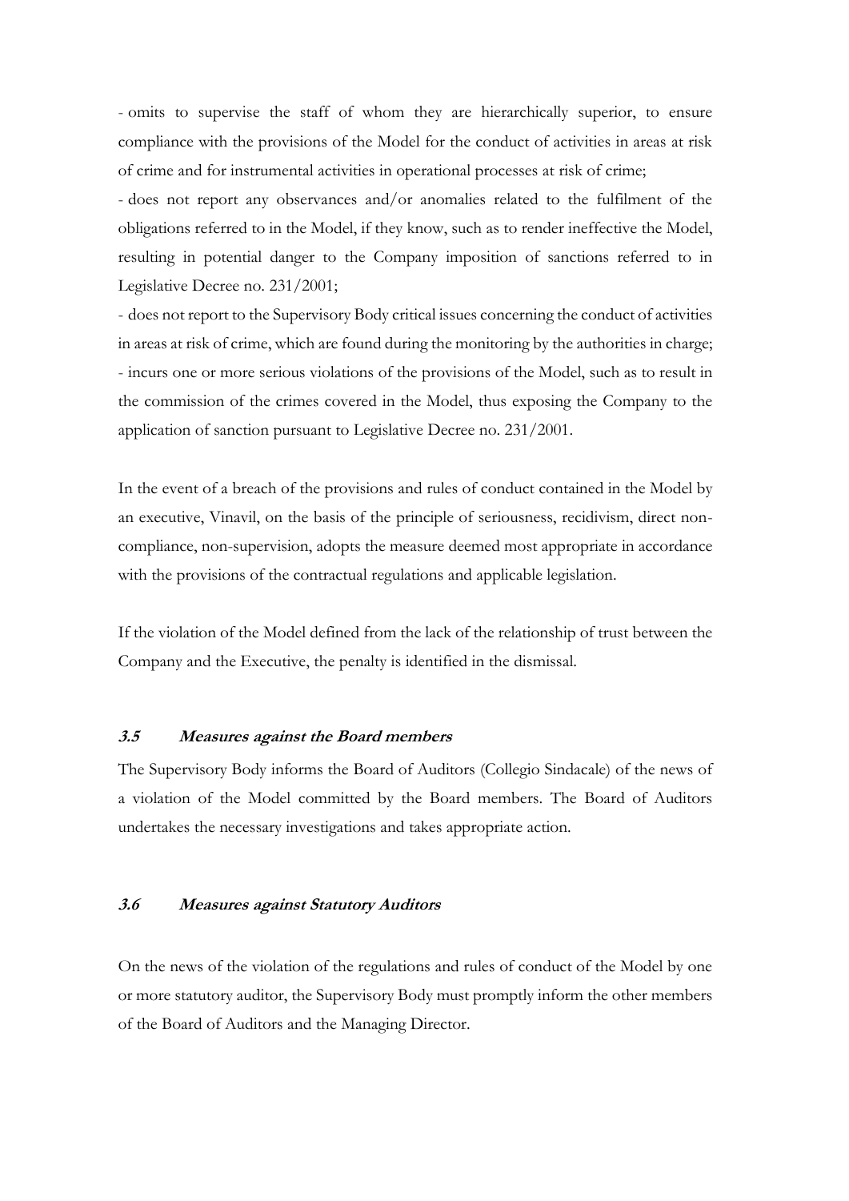- omits to supervise the staff of whom they are hierarchically superior, to ensure compliance with the provisions of the Model for the conduct of activities in areas at risk of crime and for instrumental activities in operational processes at risk of crime;
- does not report any observances and/or anomalies related to the fulfilment of the obligations referred to in the Model, if they know, such as to render ineffective the Model, resulting in potential danger to the Company imposition of sanctions referred to in Legislative Decree no. 231/2001;
- does not report to the Supervisory Body critical issues concerning the conduct of activities in areas at risk of crime, which are found during the monitoring by the authorities in charge;
- incurs one or more serious violations of the provisions of the Model, such as to result in the commission of the crimes covered in the Model, thus exposing the Company to the application of sanction pursuant to Legislative Decree no. 231/2001.

In the event of a breach of the provisions and rules of conduct contained in the Model by an executive, Vinavil, on the basis of the principle of seriousness, recidivism, direct non-compliance, non-supervision, adopts the measure deemed most appropriate in accordance with the provisions of the contractual regulations and applicable legislation.

If the violation of the Model defined from the lack of the relationship of trust between the Company and the Executive, the penalty is identified in the dismissal.

### *3.5 Measures against the Board members*

The Supervisory Body informs the Board of Auditors (Collegio Sindacale) of the news of a violation of the Model committed by the Board members. The Board of Auditors undertakes the necessary investigations and takes appropriate action.

### *3.6 Measures against Statutory Auditors*

On the news of the violation of the regulations and rules of conduct of the Model by one or more statutory auditor, the Supervisory Body must promptly inform the other members of the Board of Auditors and the Managing Director.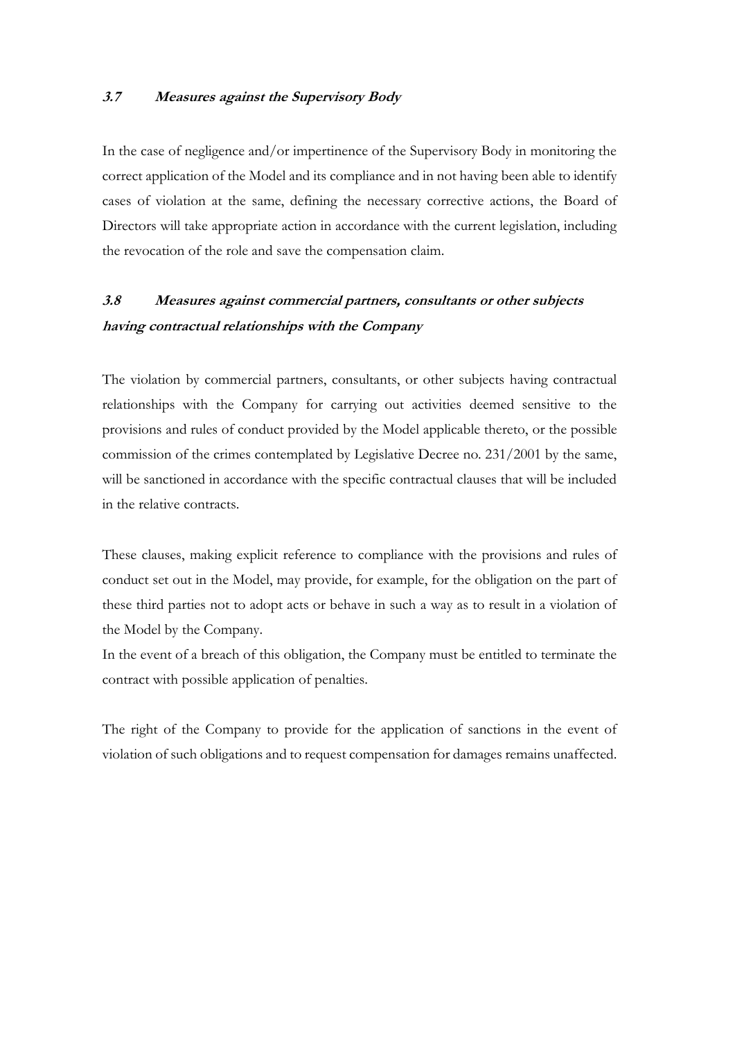### *3.7 Measures against the Supervisory Body*

In the case of negligence and/or impertinence of the Supervisory Body in monitoring the correct application of the Model and its compliance and in not having been able to identify cases of violation at the same, defining the necessary corrective actions, the Board of Directors will take appropriate action in accordance with the current legislation, including the revocation of the role and save the compensation claim.

### *3.8 Measures against commercial partners, consultants or other subjects having contractual relationships with the Company*

The violation by commercial partners, consultants, or other subjects having contractual relationships with the Company for carrying out activities deemed sensitive to the provisions and rules of conduct provided by the Model applicable thereto, or the possible commission of the crimes contemplated by Legislative Decree no. 231/2001 by the same, will be sanctioned in accordance with the specific contractual clauses that will be included in the relative contracts.

These clauses, making explicit reference to compliance with the provisions and rules of conduct set out in the Model, may provide, for example, for the obligation on the part of these third parties not to adopt acts or behave in such a way as to result in a violation of the Model by the Company.
In the event of a breach of this obligation, the Company must be entitled to terminate the contract with possible application of penalties.

The right of the Company to provide for the application of sanctions in the event of violation of such obligations and to request compensation for damages remains unaffected.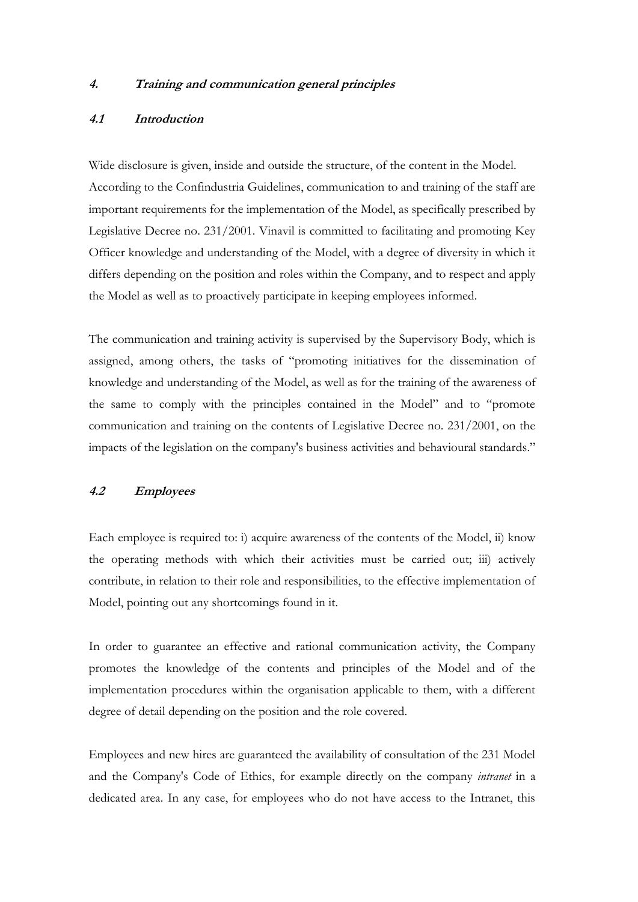## *4. Training and communication general principles*

### *4.1 Introduction*

Wide disclosure is given, inside and outside the structure, of the content in the Model. According to the Confindustria Guidelines, communication to and training of the staff are important requirements for the implementation of the Model, as specifically prescribed by Legislative Decree no. 231/2001. Vinavil is committed to facilitating and promoting Key Officer knowledge and understanding of the Model, with a degree of diversity in which it differs depending on the position and roles within the Company, and to respect and apply the Model as well as to proactively participate in keeping employees informed.

The communication and training activity is supervised by the Supervisory Body, which is assigned, among others, the tasks of "promoting initiatives for the dissemination of knowledge and understanding of the Model, as well as for the training of the awareness of the same to comply with the principles contained in the Model" and to "promote communication and training on the contents of Legislative Decree no. 231/2001, on the impacts of the legislation on the company's business activities and behavioural standards."

### *4.2 Employees*

Each employee is required to: i) acquire awareness of the contents of the Model, ii) know the operating methods with which their activities must be carried out; iii) actively contribute, in relation to their role and responsibilities, to the effective implementation of Model, pointing out any shortcomings found in it.

In order to guarantee an effective and rational communication activity, the Company promotes the knowledge of the contents and principles of the Model and of the implementation procedures within the organisation applicable to them, with a different degree of detail depending on the position and the role covered.

Employees and new hires are guaranteed the availability of consultation of the 231 Model and the Company's Code of Ethics, for example directly on the company *intranet* in a dedicated area. In any case, for employees who do not have access to the Intranet, this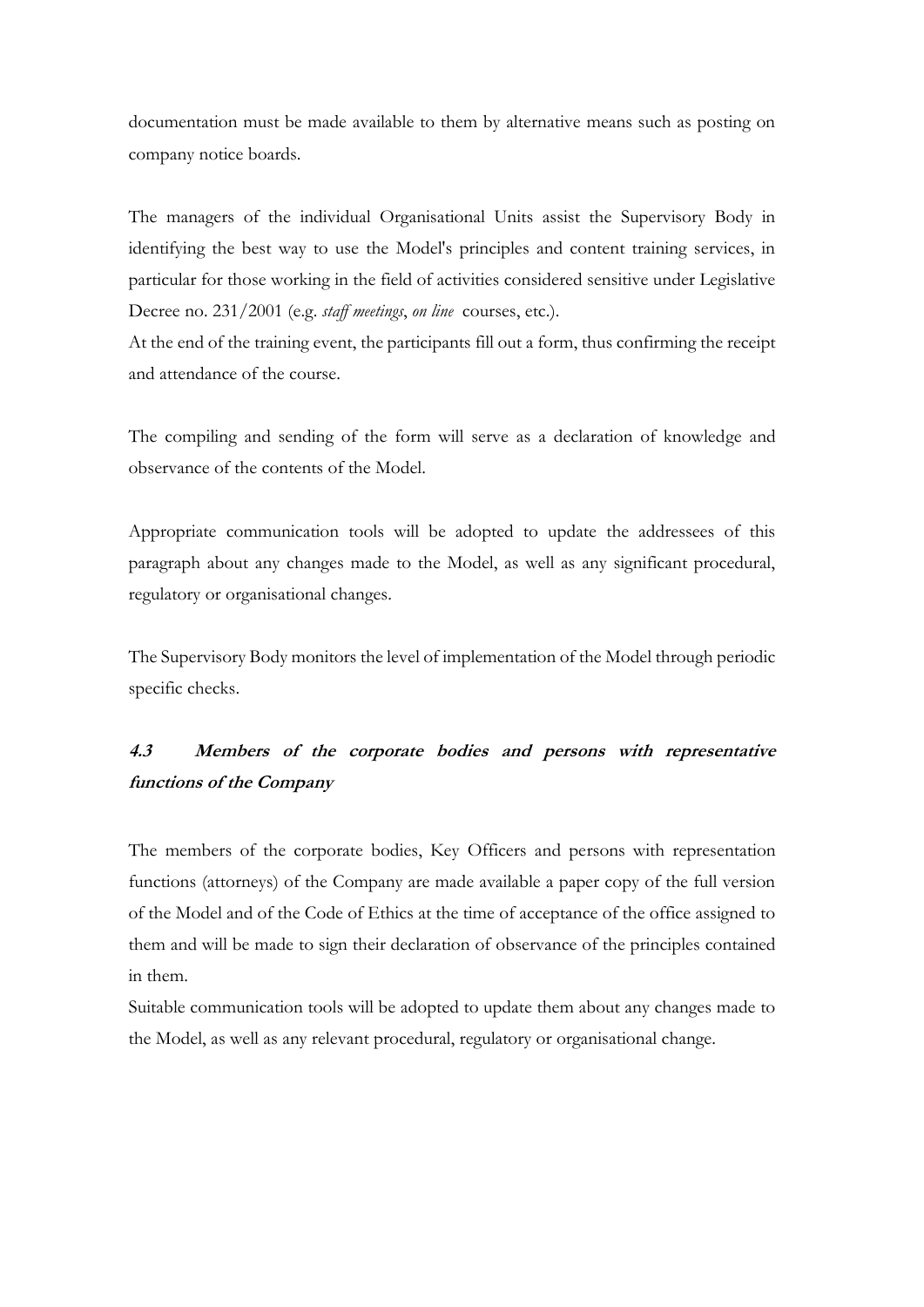documentation must be made available to them by alternative means such as posting on company notice boards.

The managers of the individual Organisational Units assist the Supervisory Body in identifying the best way to use the Model's principles and content training services, in particular for those working in the field of activities considered sensitive under Legislative Decree no. 231/2001 (e.g. *staff meetings*, *on line* courses, etc.).

At the end of the training event, the participants fill out a form, thus confirming the receipt and attendance of the course.

The compiling and sending of the form will serve as a declaration of knowledge and observance of the contents of the Model.

Appropriate communication tools will be adopted to update the addressees of this paragraph about any changes made to the Model, as well as any significant procedural, regulatory or organisational changes.

The Supervisory Body monitors the level of implementation of the Model through periodic specific checks.

### *4.3 Members of the corporate bodies and persons with representative functions of the Company*

The members of the corporate bodies, Key Officers and persons with representation functions (attorneys) of the Company are made available a paper copy of the full version of the Model and of the Code of Ethics at the time of acceptance of the office assigned to them and will be made to sign their declaration of observance of the principles contained in them.

Suitable communication tools will be adopted to update them about any changes made to the Model, as well as any relevant procedural, regulatory or organisational change.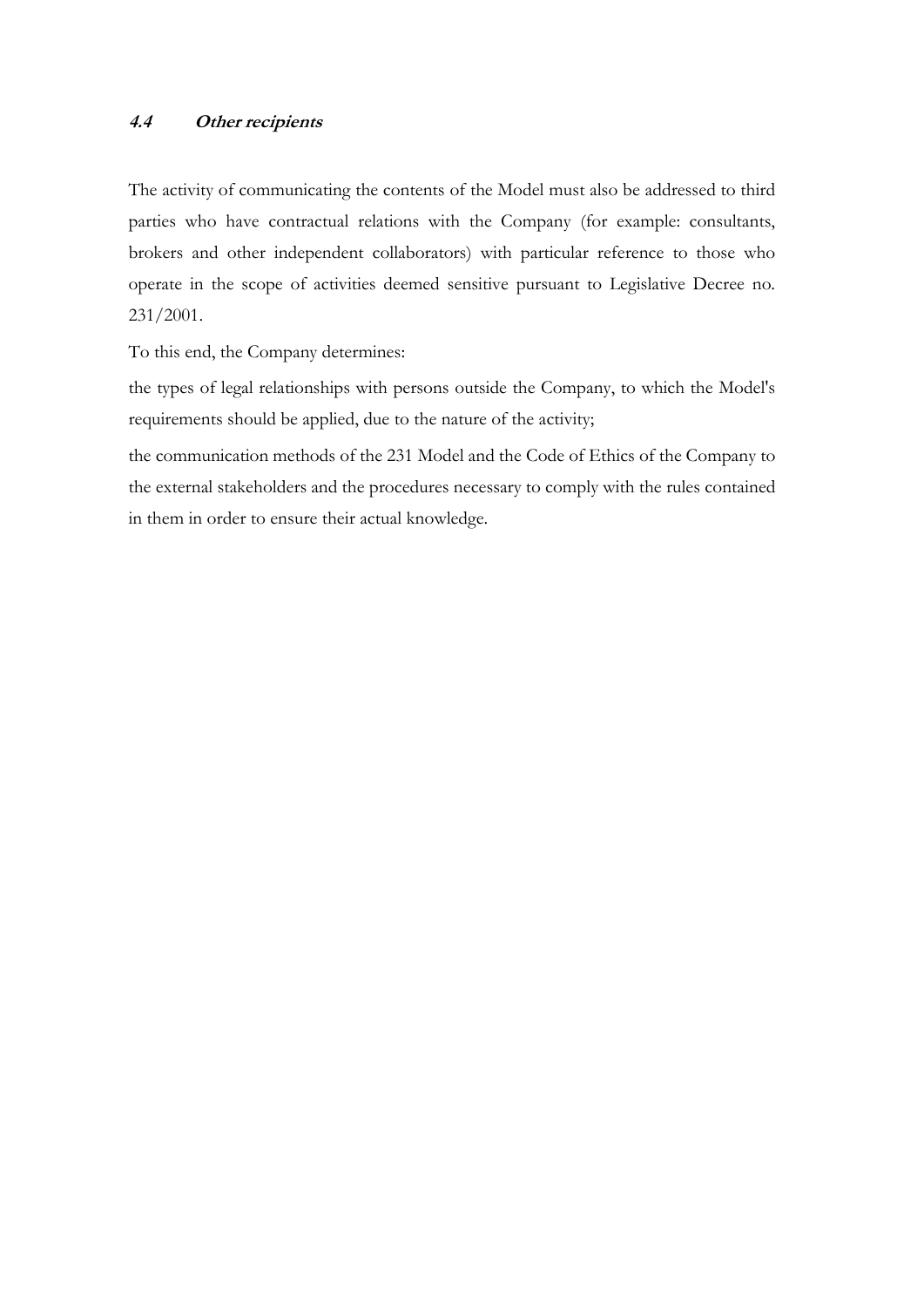### *4.4 Other recipients*

The activity of communicating the contents of the Model must also be addressed to third parties who have contractual relations with the Company (for example: consultants, brokers and other independent collaborators) with particular reference to those who operate in the scope of activities deemed sensitive pursuant to Legislative Decree no. 231/2001.

To this end, the Company determines:

the types of legal relationships with persons outside the Company, to which the Model's requirements should be applied, due to the nature of the activity;

the communication methods of the 231 Model and the Code of Ethics of the Company to the external stakeholders and the procedures necessary to comply with the rules contained in them in order to ensure their actual knowledge.